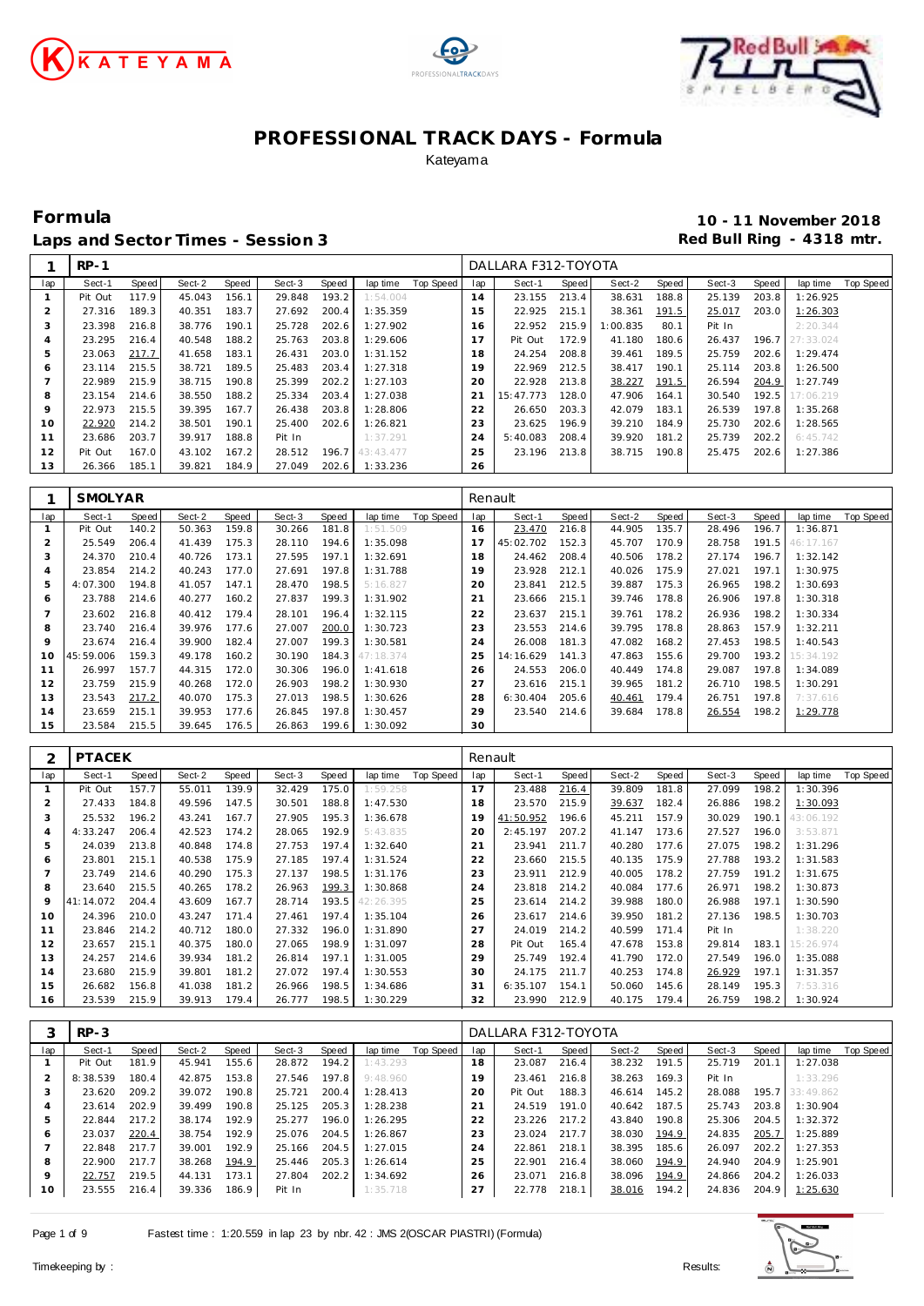# PROFESSIONAL TRACK DAYS - Formula

Kateyama

## Formula

## Laps and Sector Times - Session 3

**10 - 11 November 2018**
**Red Bull Ring - 4318 mtr.**

### 1 RP-1 — DALLARA F312-TOYOTA

| lap | Sect-1 | Speed | Sect-2 | Speed | Sect-3 | Speed | lap time | Top Speed | lap | Sect-1 | Speed | Sect-2 | Speed | Sect-3 | Speed | lap time | Top Speed |
|---|---|---|---|---|---|---|---|---|---|---|---|---|---|---|---|---|---|
| 1 | Pit Out | 117.9 | 45.043 | 156.1 | 29.848 | 193.2 | 1:54.004 | | 14 | 23.155 | 213.4 | 38.631 | 188.8 | 25.139 | 203.8 | 1:26.925 | |
| 2 | 27.316 | 189.3 | 40.351 | 183.7 | 27.692 | 200.4 | 1:35.359 | | 15 | 22.925 | 215.1 | 38.361 | 191.5 | 25.017 | 203.0 | 1:26.303 | |
| 3 | 23.398 | 216.8 | 38.776 | 190.1 | 25.728 | 202.6 | 1:27.902 | | 16 | 22.952 | 215.9 | 1:00.835 | 80.1 | Pit In | | 2:20.344 | |
| 4 | 23.295 | 216.4 | 40.548 | 188.2 | 25.763 | 203.8 | 1:29.606 | | 17 | Pit Out | 172.9 | 41.180 | 180.6 | 26.437 | 196.7 | 27:33.024 | |
| 5 | 23.063 | 217.7 | 41.658 | 183.1 | 26.431 | 203.0 | 1:31.152 | | 18 | 24.254 | 208.8 | 39.461 | 189.5 | 25.759 | 202.6 | 1:29.474 | |
| 6 | 23.114 | 215.5 | 38.721 | 189.5 | 25.483 | 203.4 | 1:27.318 | | 19 | 22.969 | 212.5 | 38.417 | 190.1 | 25.114 | 203.8 | 1:26.500 | |
| 7 | 22.989 | 215.9 | 38.715 | 190.8 | 25.399 | 202.2 | 1:27.103 | | 20 | 22.928 | 213.8 | 38.227 | 191.5 | 26.594 | 204.9 | 1:27.749 | |
| 8 | 23.154 | 214.6 | 38.550 | 188.2 | 25.334 | 203.4 | 1:27.038 | | 21 | 15:47.773 | 128.0 | 47.906 | 164.1 | 30.540 | 192.5 | 17:06.219 | |
| 9 | 22.973 | 215.5 | 39.395 | 167.7 | 26.438 | 203.8 | 1:28.806 | | 22 | 26.650 | 203.3 | 42.079 | 183.1 | 26.539 | 197.8 | 1:35.268 | |
| 10 | 22.920 | 214.2 | 38.501 | 190.1 | 25.400 | 202.6 | 1:26.821 | | 23 | 23.625 | 196.9 | 39.210 | 184.9 | 25.730 | 202.6 | 1:28.565 | |
| 11 | 23.686 | 203.7 | 39.917 | 188.8 | Pit In | | 1:37.291 | | 24 | 5:40.083 | 208.4 | 39.920 | 181.2 | 25.739 | 202.2 | 6:45.742 | |
| 12 | Pit Out | 167.0 | 43.102 | 167.2 | 28.512 | 196.7 | 43:43.477 | | 25 | 23.196 | 213.8 | 38.715 | 190.8 | 25.475 | 202.6 | 1:27.386 | |
| 13 | 26.366 | 185.1 | 39.821 | 184.9 | 27.049 | 202.6 | 1:33.236 | | 26 | | | | | | | | |

### 1 SMOLYAR — Renault

| lap | Sect-1 | Speed | Sect-2 | Speed | Sect-3 | Speed | lap time | Top Speed | lap | Sect-1 | Speed | Sect-2 | Speed | Sect-3 | Speed | lap time | Top Speed |
|---|---|---|---|---|---|---|---|---|---|---|---|---|---|---|---|---|---|
| 1 | Pit Out | 140.2 | 50.363 | 159.8 | 30.266 | 181.8 | 1:51.509 | | 16 | 23.470 | 216.8 | 44.905 | 135.7 | 28.496 | 196.7 | 1:36.871 | |
| 2 | 25.549 | 206.4 | 41.439 | 175.3 | 28.110 | 194.6 | 1:35.098 | | 17 | 45:02.702 | 152.3 | 45.707 | 170.9 | 28.758 | 191.5 | 46:17.167 | |
| 3 | 24.370 | 210.4 | 40.726 | 173.1 | 27.595 | 197.1 | 1:32.691 | | 18 | 24.462 | 208.4 | 40.506 | 178.2 | 27.174 | 196.7 | 1:32.142 | |
| 4 | 23.854 | 214.2 | 40.243 | 177.0 | 27.691 | 197.8 | 1:31.788 | | 19 | 23.928 | 212.1 | 40.026 | 175.9 | 27.021 | 197.1 | 1:30.975 | |
| 5 | 4:07.300 | 194.8 | 41.057 | 147.1 | 28.470 | 198.5 | 5:16.827 | | 20 | 23.841 | 212.5 | 39.887 | 175.3 | 26.965 | 198.2 | 1:30.693 | |
| 6 | 23.788 | 214.6 | 40.277 | 160.2 | 27.837 | 199.3 | 1:31.902 | | 21 | 23.666 | 215.1 | 39.746 | 178.8 | 26.906 | 197.8 | 1:30.318 | |
| 7 | 23.602 | 216.8 | 40.412 | 179.4 | 28.101 | 196.4 | 1:32.115 | | 22 | 23.637 | 215.1 | 39.761 | 178.2 | 26.936 | 198.2 | 1:30.334 | |
| 8 | 23.740 | 216.4 | 39.976 | 177.6 | 27.007 | 200.0 | 1:30.723 | | 23 | 23.553 | 214.6 | 39.795 | 178.8 | 28.863 | 157.9 | 1:32.211 | |
| 9 | 23.674 | 216.4 | 39.900 | 182.4 | 27.007 | 199.3 | 1:30.581 | | 24 | 26.008 | 181.3 | 47.082 | 168.2 | 27.453 | 198.5 | 1:40.543 | |
| 10 | 45:59.006 | 159.3 | 49.178 | 160.2 | 30.190 | 184.3 | 47:18.374 | | 25 | 14:16.629 | 141.3 | 47.863 | 155.6 | 29.700 | 193.2 | 15:34.192 | |
| 11 | 26.997 | 157.7 | 44.315 | 172.0 | 30.306 | 196.0 | 1:41.618 | | 26 | 24.553 | 206.0 | 40.449 | 174.8 | 29.087 | 197.8 | 1:34.089 | |
| 12 | 23.759 | 215.9 | 40.268 | 172.0 | 26.903 | 198.2 | 1:30.930 | | 27 | 23.616 | 215.1 | 39.965 | 181.2 | 26.710 | 198.5 | 1:30.291 | |
| 13 | 23.543 | 217.2 | 40.070 | 175.3 | 27.013 | 198.5 | 1:30.626 | | 28 | 6:30.404 | 205.6 | 40.461 | 179.4 | 26.751 | 197.8 | 7:37.616 | |
| 14 | 23.659 | 215.1 | 39.953 | 177.6 | 26.845 | 197.8 | 1:30.457 | | 29 | 23.540 | 214.6 | 39.684 | 178.8 | 26.554 | 198.2 | 1:29.778 | |
| 15 | 23.584 | 215.5 | 39.645 | 176.5 | 26.863 | 199.6 | 1:30.092 | | 30 | | | | | | | | |

### 2 PTACEK — Renault

| lap | Sect-1 | Speed | Sect-2 | Speed | Sect-3 | Speed | lap time | Top Speed | lap | Sect-1 | Speed | Sect-2 | Speed | Sect-3 | Speed | lap time | Top Speed |
|---|---|---|---|---|---|---|---|---|---|---|---|---|---|---|---|---|---|
| 1 | Pit Out | 157.7 | 55.011 | 139.9 | 32.429 | 175.0 | 1:59.258 | | 17 | 23.488 | 216.4 | 39.809 | 181.8 | 27.099 | 198.2 | 1:30.396 | |
| 2 | 27.433 | 184.8 | 49.596 | 147.5 | 30.501 | 188.8 | 1:47.530 | | 18 | 23.570 | 215.9 | 39.637 | 182.4 | 26.886 | 198.2 | 1:30.093 | |
| 3 | 25.532 | 196.2 | 43.241 | 167.7 | 27.905 | 195.3 | 1:36.678 | | 19 | 41:50.952 | 196.6 | 45.211 | 157.9 | 30.029 | 190.1 | 43:06.192 | |
| 4 | 4:33.247 | 206.4 | 42.523 | 174.2 | 28.065 | 192.9 | 5:43.835 | | 20 | 2:45.197 | 207.2 | 41.147 | 173.6 | 27.527 | 196.0 | 3:53.871 | |
| 5 | 24.039 | 213.8 | 40.848 | 174.8 | 27.753 | 197.4 | 1:32.640 | | 21 | 23.941 | 211.7 | 40.280 | 177.6 | 27.075 | 198.2 | 1:31.296 | |
| 6 | 23.801 | 215.1 | 40.538 | 175.9 | 27.185 | 197.4 | 1:31.524 | | 22 | 23.660 | 215.5 | 40.135 | 175.9 | 27.788 | 193.2 | 1:31.583 | |
| 7 | 23.749 | 214.6 | 40.290 | 175.3 | 27.137 | 198.5 | 1:31.176 | | 23 | 23.911 | 212.9 | 40.005 | 178.2 | 27.759 | 191.2 | 1:31.675 | |
| 8 | 23.640 | 215.5 | 40.265 | 178.2 | 26.963 | 199.3 | 1:30.868 | | 24 | 23.818 | 214.2 | 40.084 | 177.6 | 26.971 | 198.2 | 1:30.873 | |
| 9 | 41:14.072 | 204.4 | 43.609 | 167.7 | 28.714 | 193.5 | 42:26.395 | | 25 | 23.614 | 214.2 | 39.988 | 180.0 | 26.988 | 197.1 | 1:30.590 | |
| 10 | 24.396 | 210.0 | 43.247 | 171.4 | 27.461 | 197.4 | 1:35.104 | | 26 | 23.617 | 214.6 | 39.950 | 181.2 | 27.136 | 198.5 | 1:30.703 | |
| 11 | 23.846 | 214.2 | 40.712 | 180.0 | 27.332 | 196.0 | 1:31.890 | | 27 | 24.019 | 214.2 | 40.599 | 171.4 | Pit In | | 1:38.220 | |
| 12 | 23.657 | 215.1 | 40.375 | 180.0 | 27.065 | 198.9 | 1:31.097 | | 28 | Pit Out | 165.4 | 47.678 | 153.8 | 29.814 | 183.1 | 15:26.974 | |
| 13 | 24.257 | 214.6 | 39.934 | 181.2 | 26.814 | 197.1 | 1:31.005 | | 29 | 25.749 | 192.4 | 41.790 | 172.0 | 27.549 | 196.0 | 1:35.088 | |
| 14 | 23.680 | 215.9 | 39.801 | 181.2 | 27.072 | 197.4 | 1:30.553 | | 30 | 24.175 | 211.7 | 40.253 | 174.8 | 26.929 | 197.1 | 1:31.357 | |
| 15 | 26.682 | 156.8 | 41.038 | 181.2 | 26.966 | 198.5 | 1:34.686 | | 31 | 6:35.107 | 154.1 | 50.060 | 145.6 | 28.149 | 195.3 | 7:53.316 | |
| 16 | 23.539 | 215.9 | 39.913 | 179.4 | 26.777 | 198.5 | 1:30.229 | | 32 | 23.990 | 212.9 | 40.175 | 179.4 | 26.759 | 198.2 | 1:30.924 | |

### 3 RP-3 — DALLARA F312-TOYOTA

| lap | Sect-1 | Speed | Sect-2 | Speed | Sect-3 | Speed | lap time | Top Speed | lap | Sect-1 | Speed | Sect-2 | Speed | Sect-3 | Speed | lap time | Top Speed |
|---|---|---|---|---|---|---|---|---|---|---|---|---|---|---|---|---|---|
| 1 | Pit Out | 181.9 | 45.941 | 155.6 | 28.872 | 194.2 | 1:43.293 | | 18 | 23.087 | 216.4 | 38.232 | 191.5 | 25.719 | 201.1 | 1:27.038 | |
| 2 | 8:38.539 | 180.4 | 42.875 | 153.8 | 27.546 | 197.8 | 9:48.960 | | 19 | 23.461 | 216.8 | 38.263 | 169.3 | Pit In | | 1:33.296 | |
| 3 | 23.620 | 209.2 | 39.072 | 190.8 | 25.721 | 200.4 | 1:28.413 | | 20 | Pit Out | 188.3 | 46.614 | 145.2 | 28.088 | 195.7 | 33:49.862 | |
| 4 | 23.614 | 202.9 | 39.499 | 190.8 | 25.125 | 205.3 | 1:28.238 | | 21 | 24.519 | 191.0 | 40.642 | 187.5 | 25.743 | 203.8 | 1:30.904 | |
| 5 | 22.844 | 217.2 | 38.174 | 192.9 | 25.277 | 196.0 | 1:26.295 | | 22 | 23.226 | 217.2 | 43.840 | 190.8 | 25.306 | 204.5 | 1:32.372 | |
| 6 | 23.037 | 220.4 | 38.754 | 192.9 | 25.076 | 204.5 | 1:26.867 | | 23 | 23.024 | 217.7 | 38.030 | 194.9 | 24.835 | 205.7 | 1:25.889 | |
| 7 | 22.848 | 217.7 | 39.001 | 192.9 | 25.166 | 204.5 | 1:27.015 | | 24 | 22.861 | 218.1 | 38.395 | 185.6 | 26.097 | 202.2 | 1:27.353 | |
| 8 | 22.900 | 217.7 | 38.268 | 194.9 | 25.446 | 205.3 | 1:26.614 | | 25 | 22.901 | 216.4 | 38.060 | 194.9 | 24.940 | 204.9 | 1:25.901 | |
| 9 | 22.757 | 219.5 | 44.131 | 173.1 | 27.804 | 202.2 | 1:34.692 | | 26 | 23.071 | 216.8 | 38.096 | 194.9 | 24.866 | 204.2 | 1:26.033 | |
| 10 | 23.555 | 216.4 | 39.336 | 186.9 | Pit In | | 1:35.718 | | 27 | 22.778 | 218.1 | 38.016 | 194.2 | 24.836 | 204.9 | 1:25.630 | |

Fastest time : 1:20.559 in lap 23 by nbr. 42 : JMS 2(OSCAR PIASTRI) (Formula)

Timekeeping by : Results: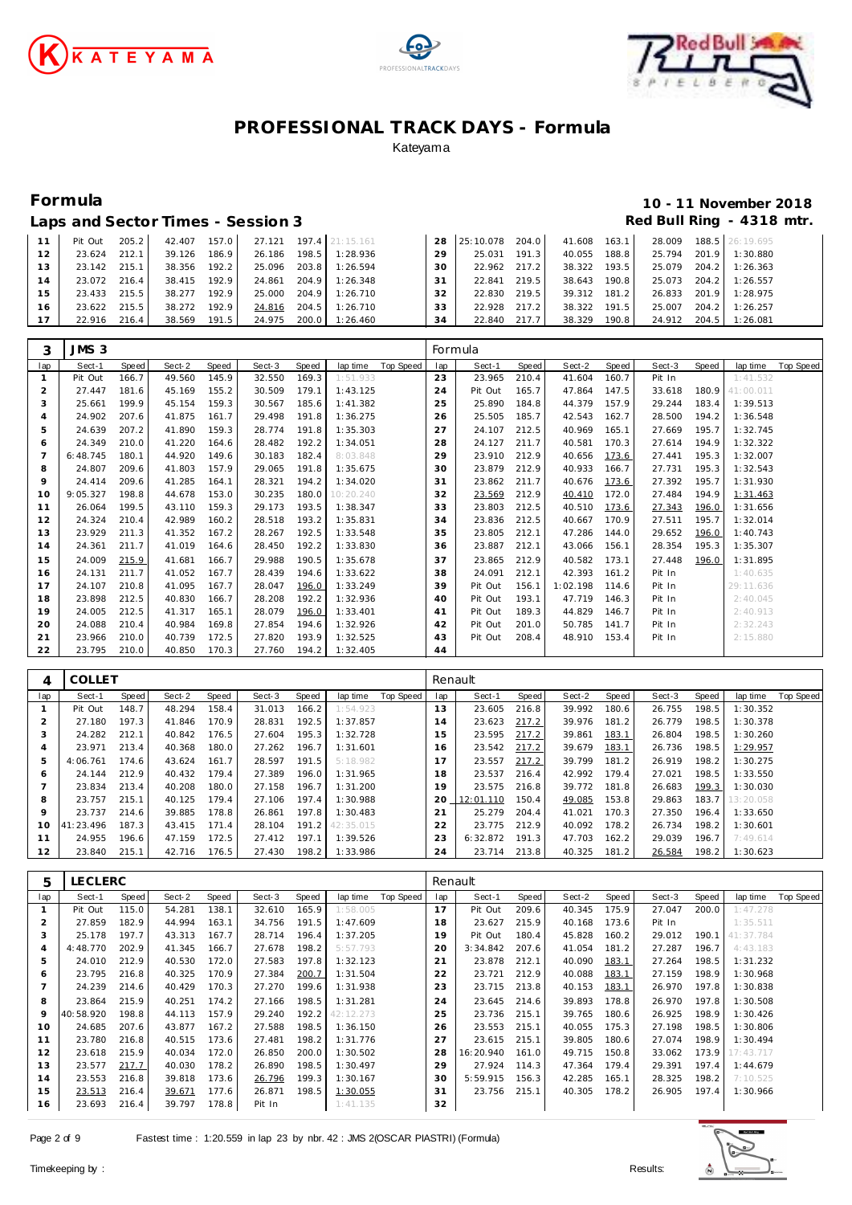# PROFESSIONAL TRACK DAYS - Formula

Kateyama

## Formula

**10 - 11 November 2018**

### Laps and Sector Times - Session 3

**Red Bull Ring - 4318 mtr.**

| lap | Sect-1 | Speed | Sect-2 | Speed | Sect-3 | Speed | lap time | Top Speed | lap | Sect-1 | Speed | Sect-2 | Speed | Sect-3 | Speed | lap time | Top Speed |
|---|---|---|---|---|---|---|---|---|---|---|---|---|---|---|---|---|---|
| 11 | Pit Out | 205.2 | 42.407 | 157.0 | 27.121 | 197.4 | 21:15.161 | | 28 | 25:10.078 | 204.0 | 41.608 | 163.1 | 28.009 | 188.5 | 26:19.695 | |
| 12 | 23.624 | 212.1 | 39.126 | 186.9 | 26.186 | 198.5 | 1:28.936 | | 29 | 25.031 | 191.3 | 40.055 | 188.8 | 25.794 | 201.9 | 1:30.880 | |
| 13 | 23.142 | 215.1 | 38.356 | 192.2 | 25.096 | 203.8 | 1:26.594 | | 30 | 22.962 | 217.2 | 38.322 | 193.5 | 25.079 | 204.2 | 1:26.363 | |
| 14 | 23.072 | 216.4 | 38.415 | 192.9 | 24.861 | 204.9 | 1:26.348 | | 31 | 22.841 | 219.5 | 38.643 | 190.8 | 25.073 | 204.2 | 1:26.557 | |
| 15 | 23.433 | 215.5 | 38.277 | 192.9 | 25.000 | 204.9 | 1:26.710 | | 32 | 22.830 | 219.5 | 39.312 | 181.2 | 26.833 | 201.9 | 1:28.975 | |
| 16 | 23.622 | 215.5 | 38.272 | 192.9 | 24.816 | 204.5 | 1:26.710 | | 33 | 22.928 | 217.2 | 38.322 | 191.5 | 25.007 | 204.2 | 1:26.257 | |
| 17 | 22.916 | 216.4 | 38.569 | 191.5 | 24.975 | 200.0 | 1:26.460 | | 34 | 22.840 | 217.7 | 38.329 | 190.8 | 24.912 | 204.5 | 1:26.081 | |

**3 JMS 3** — Formula

| lap | Sect-1 | Speed | Sect-2 | Speed | Sect-3 | Speed | lap time | Top Speed | lap | Sect-1 | Speed | Sect-2 | Speed | Sect-3 | Speed | lap time | Top Speed |
|---|---|---|---|---|---|---|---|---|---|---|---|---|---|---|---|---|---|
| 1 | Pit Out | 166.7 | 49.560 | 145.9 | 32.550 | 169.3 | 1:51.933 | | 23 | 23.965 | 210.4 | 41.604 | 160.7 | Pit In | | 1:41.532 | |
| 2 | 27.447 | 181.6 | 45.169 | 155.2 | 30.509 | 179.1 | 1:43.125 | | 24 | Pit Out | 165.7 | 47.864 | 147.5 | 33.618 | 180.9 | 41:00.011 | |
| 3 | 25.661 | 199.9 | 45.154 | 159.3 | 30.567 | 185.6 | 1:41.382 | | 25 | 25.890 | 184.8 | 44.379 | 157.9 | 29.244 | 183.4 | 1:39.513 | |
| 4 | 24.902 | 207.6 | 41.875 | 161.7 | 29.498 | 191.8 | 1:36.275 | | 26 | 25.505 | 185.7 | 42.543 | 162.7 | 28.500 | 194.2 | 1:36.548 | |
| 5 | 24.639 | 207.2 | 41.890 | 159.3 | 28.774 | 191.8 | 1:35.303 | | 27 | 24.107 | 212.5 | 40.969 | 165.1 | 27.669 | 195.3 | 1:32.745 | |
| 6 | 24.349 | 210.0 | 41.220 | 164.6 | 28.482 | 192.2 | 1:34.051 | | 28 | 24.127 | 211.7 | 40.581 | 170.3 | 27.614 | 194.9 | 1:32.322 | |
| 7 | 6:48.745 | 180.1 | 44.920 | 149.6 | 30.183 | 182.4 | 8:03.848 | | 29 | 23.910 | 212.9 | 40.656 | 173.6 | 27.441 | 195.3 | 1:32.007 | |
| 8 | 24.807 | 209.6 | 41.803 | 157.9 | 29.065 | 191.8 | 1:35.675 | | 30 | 23.879 | 212.9 | 40.933 | 166.7 | 27.731 | 195.3 | 1:32.543 | |
| 9 | 24.414 | 209.6 | 41.285 | 164.1 | 28.321 | 194.2 | 1:34.020 | | 31 | 23.862 | 211.7 | 40.676 | 173.6 | 27.392 | 195.7 | 1:31.930 | |
| 10 | 9:05.327 | 198.8 | 44.678 | 153.0 | 30.235 | 180.0 | 10:20.240 | | 32 | 23.569 | 212.9 | 40.410 | 172.0 | 27.484 | 194.9 | 1:31.463 | |
| 11 | 26.064 | 199.5 | 43.110 | 159.3 | 29.173 | 193.5 | 1:38.347 | | 33 | 23.803 | 212.5 | 40.510 | 173.6 | 27.343 | 196.0 | 1:31.656 | |
| 12 | 24.324 | 210.4 | 42.989 | 160.2 | 28.518 | 193.2 | 1:35.831 | | 34 | 23.836 | 212.5 | 40.667 | 170.9 | 27.511 | 195.7 | 1:32.014 | |
| 13 | 23.929 | 211.3 | 41.352 | 167.2 | 28.267 | 192.5 | 1:33.548 | | 35 | 23.805 | 212.1 | 47.286 | 144.0 | 29.652 | 196.0 | 1:40.743 | |
| 14 | 24.361 | 211.7 | 41.019 | 164.6 | 28.450 | 192.2 | 1:33.830 | | 36 | 23.887 | 212.1 | 43.066 | 156.1 | 28.354 | 195.3 | 1:35.307 | |
| 15 | 24.009 | 215.9 | 41.681 | 166.7 | 29.988 | 190.5 | 1:35.678 | | 37 | 23.865 | 212.9 | 40.582 | 173.1 | 27.448 | 196.0 | 1:31.895 | |
| 16 | 24.131 | 211.7 | 41.052 | 167.7 | 28.439 | 194.6 | 1:33.622 | | 38 | 24.091 | 212.1 | 42.393 | 161.2 | Pit In | | 1:40.635 | |
| 17 | 24.107 | 210.8 | 41.095 | 167.7 | 28.047 | 196.0 | 1:33.249 | | 39 | Pit Out | 156.1 | 1:02.198 | 114.6 | Pit In | | 29:11.636 | |
| 18 | 23.898 | 212.5 | 40.830 | 166.7 | 28.208 | 192.2 | 1:32.936 | | 40 | Pit Out | 193.1 | 47.719 | 146.3 | Pit In | | 2:40.045 | |
| 19 | 24.005 | 212.5 | 41.317 | 165.1 | 28.079 | 196.0 | 1:33.401 | | 41 | Pit Out | 189.3 | 44.829 | 146.7 | Pit In | | 2:40.913 | |
| 20 | 24.088 | 210.4 | 40.984 | 169.8 | 27.854 | 194.6 | 1:32.926 | | 42 | Pit Out | 201.0 | 50.785 | 141.7 | Pit In | | 2:32.243 | |
| 21 | 23.966 | 210.0 | 40.739 | 172.5 | 27.820 | 193.9 | 1:32.525 | | 43 | Pit Out | 208.4 | 48.910 | 153.4 | Pit In | | 2:15.880 | |
| 22 | 23.795 | 210.0 | 40.850 | 170.3 | 27.760 | 194.2 | 1:32.405 | | 44 | | | | | | | | |

**4 COLLET** — Renault

| lap | Sect-1 | Speed | Sect-2 | Speed | Sect-3 | Speed | lap time | Top Speed | lap | Sect-1 | Speed | Sect-2 | Speed | Sect-3 | Speed | lap time | Top Speed |
|---|---|---|---|---|---|---|---|---|---|---|---|---|---|---|---|---|---|
| 1 | Pit Out | 148.7 | 48.294 | 158.4 | 31.013 | 166.2 | 1:54.923 | | 13 | 23.605 | 216.8 | 39.992 | 180.6 | 26.755 | 198.5 | 1:30.352 | |
| 2 | 27.180 | 197.3 | 41.846 | 170.9 | 28.831 | 192.5 | 1:37.857 | | 14 | 23.623 | 217.2 | 39.976 | 181.2 | 26.779 | 198.5 | 1:30.378 | |
| 3 | 24.282 | 212.1 | 40.842 | 176.5 | 27.604 | 195.3 | 1:32.728 | | 15 | 23.595 | 217.2 | 39.861 | 183.1 | 26.804 | 198.5 | 1:30.260 | |
| 4 | 23.971 | 213.4 | 40.368 | 180.0 | 27.262 | 196.7 | 1:31.601 | | 16 | 23.542 | 217.2 | 39.679 | 183.1 | 26.736 | 198.5 | 1:29.957 | |
| 5 | 4:06.761 | 174.6 | 43.624 | 161.7 | 28.597 | 191.5 | 5:18.982 | | 17 | 23.557 | 217.2 | 39.799 | 181.2 | 26.919 | 198.2 | 1:30.275 | |
| 6 | 24.144 | 212.9 | 40.432 | 179.4 | 27.389 | 196.0 | 1:31.965 | | 18 | 23.537 | 216.4 | 42.992 | 179.4 | 27.021 | 198.5 | 1:33.550 | |
| 7 | 23.834 | 213.4 | 40.208 | 180.0 | 27.158 | 196.7 | 1:31.200 | | 19 | 23.575 | 216.8 | 39.772 | 181.8 | 26.683 | 199.3 | 1:30.030 | |
| 8 | 23.757 | 215.1 | 40.125 | 179.4 | 27.106 | 197.4 | 1:30.988 | | 20 | 12:01.110 | 150.4 | 49.085 | 153.8 | 29.863 | 183.7 | 13:20.058 | |
| 9 | 23.737 | 214.6 | 39.885 | 178.8 | 26.861 | 197.8 | 1:30.483 | | 21 | 25.279 | 204.4 | 41.021 | 170.3 | 27.350 | 196.4 | 1:33.650 | |
| 10 | 41:23.496 | 187.3 | 43.415 | 171.4 | 28.104 | 191.2 | 42:35.015 | | 22 | 23.775 | 212.9 | 40.092 | 178.2 | 26.734 | 198.2 | 1:30.601 | |
| 11 | 24.955 | 196.6 | 47.159 | 172.5 | 27.412 | 197.1 | 1:39.526 | | 23 | 6:32.872 | 191.3 | 47.703 | 162.2 | 29.039 | 196.7 | 7:49.614 | |
| 12 | 23.840 | 215.1 | 42.716 | 176.5 | 27.430 | 198.2 | 1:33.986 | | 24 | 23.714 | 213.8 | 40.325 | 181.2 | 26.584 | 198.2 | 1:30.623 | |

**5 LECLERC** — Renault

| lap | Sect-1 | Speed | Sect-2 | Speed | Sect-3 | Speed | lap time | Top Speed | lap | Sect-1 | Speed | Sect-2 | Speed | Sect-3 | Speed | lap time | Top Speed |
|---|---|---|---|---|---|---|---|---|---|---|---|---|---|---|---|---|---|
| 1 | Pit Out | 115.0 | 54.281 | 138.1 | 32.610 | 165.9 | 1:58.005 | | 17 | Pit Out | 209.6 | 40.345 | 175.9 | 27.047 | 200.0 | 1:47.278 | |
| 2 | 27.859 | 182.9 | 44.994 | 163.1 | 34.756 | 191.5 | 1:47.609 | | 18 | 23.627 | 215.9 | 40.168 | 173.6 | Pit In | | 1:35.511 | |
| 3 | 25.178 | 197.7 | 43.313 | 167.7 | 28.714 | 196.4 | 1:37.205 | | 19 | Pit Out | 180.4 | 45.828 | 160.2 | 29.012 | 190.1 | 41:37.784 | |
| 4 | 4:48.770 | 202.9 | 41.345 | 166.7 | 27.678 | 198.2 | 5:57.793 | | 20 | 3:34.842 | 207.6 | 41.054 | 181.2 | 27.287 | 196.7 | 4:43.183 | |
| 5 | 24.010 | 212.9 | 40.530 | 172.0 | 27.583 | 197.8 | 1:32.123 | | 21 | 23.878 | 212.1 | 40.090 | 183.1 | 27.264 | 198.5 | 1:31.232 | |
| 6 | 23.795 | 216.8 | 40.325 | 170.9 | 27.384 | 200.7 | 1:31.504 | | 22 | 23.721 | 212.9 | 40.088 | 183.1 | 27.159 | 198.9 | 1:30.968 | |
| 7 | 24.239 | 214.6 | 40.429 | 170.3 | 27.270 | 199.6 | 1:31.938 | | 23 | 23.715 | 213.8 | 40.153 | 183.1 | 26.970 | 197.8 | 1:30.838 | |
| 8 | 23.864 | 215.9 | 40.251 | 174.2 | 27.166 | 198.5 | 1:31.281 | | 24 | 23.645 | 214.6 | 39.893 | 178.8 | 26.970 | 197.8 | 1:30.508 | |
| 9 | 40:58.920 | 198.8 | 44.113 | 157.9 | 29.240 | 192.2 | 42:12.273 | | 25 | 23.736 | 215.1 | 39.765 | 180.6 | 26.925 | 198.9 | 1:30.426 | |
| 10 | 24.685 | 207.6 | 43.877 | 167.2 | 27.588 | 198.5 | 1:36.150 | | 26 | 23.553 | 215.1 | 40.055 | 175.3 | 27.198 | 198.5 | 1:30.806 | |
| 11 | 23.780 | 216.8 | 40.515 | 173.6 | 27.481 | 198.2 | 1:31.776 | | 27 | 23.615 | 215.1 | 39.805 | 180.6 | 27.074 | 198.9 | 1:30.494 | |
| 12 | 23.618 | 215.9 | 40.034 | 172.0 | 26.850 | 200.0 | 1:30.502 | | 28 | 16:20.940 | 161.0 | 49.715 | 150.8 | 33.062 | 173.9 | 17:43.717 | |
| 13 | 23.577 | 217.7 | 40.030 | 178.2 | 26.890 | 198.5 | 1:30.497 | | 29 | 27.924 | 114.3 | 47.364 | 179.4 | 29.391 | 197.4 | 1:44.679 | |
| 14 | 23.553 | 216.8 | 39.818 | 173.6 | 26.796 | 199.3 | 1:30.167 | | 30 | 5:59.915 | 156.3 | 42.285 | 165.1 | 28.325 | 198.2 | 7:10.525 | |
| 15 | 23.513 | 216.4 | 39.671 | 177.6 | 26.871 | 198.5 | 1:30.055 | | 31 | 23.756 | 215.1 | 40.305 | 178.2 | 26.905 | 197.4 | 1:30.966 | |
| 16 | 23.693 | 216.4 | 39.797 | 178.8 | Pit In | | 1:41.135 | | 32 | | | | | | | | |

Fastest time : 1:20.559 in lap 23 by nbr. 42 : JMS 2(OSCAR PIASTRI) (Formula)

Timekeeping by : Results: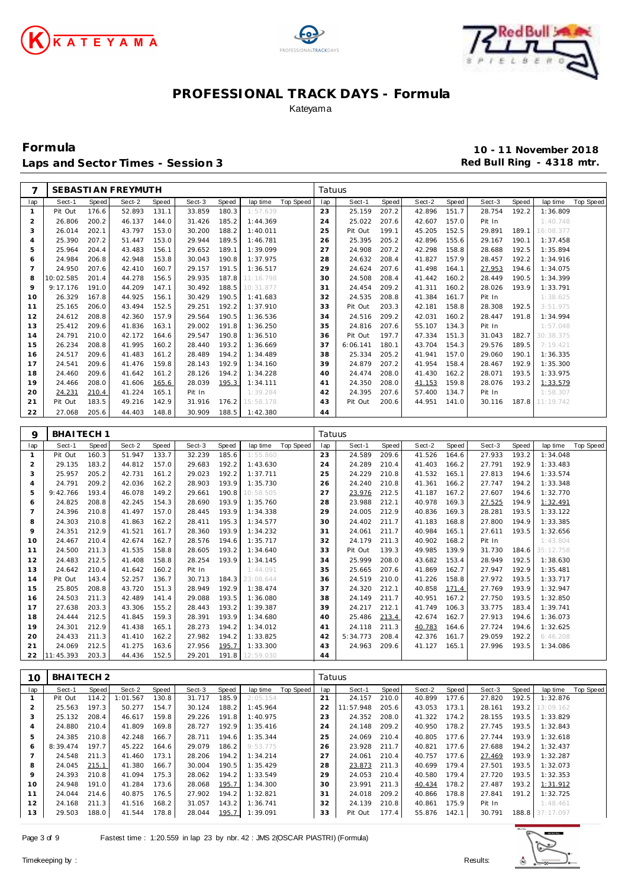# PROFESSIONAL TRACK DAYS - Formula

Kateyama

## Formula

## Laps and Sector Times - Session 3

**10 - 11 November 2018**

**Red Bull Ring - 4318 mtr.**

| 7 | SEBASTIAN FREYMUTH | | | | | | | | Tatuus | | | | | | | | | |
|---|---|---|---|---|---|---|---|---|---|---|---|---|---|---|---|---|---|---|
| lap | Sect-1 | Speed | Sect-2 | Speed | Sect-3 | Speed | lap time | Top Speed | lap | Sect-1 | Speed | Sect-2 | Speed | Sect-3 | Speed | lap time | Top Speed |
| 1 | Pit Out | 176.6 | 52.893 | 131.1 | 33.859 | 180.3 | 1:57.639 | | 23 | 25.159 | 207.2 | 42.896 | 151.7 | 28.754 | 192.2 | 1:36.809 | |
| 2 | 26.806 | 200.2 | 46.137 | 144.0 | 31.426 | 185.2 | 1:44.369 | | 24 | 25.022 | 207.6 | 42.607 | 157.0 | Pit In | | 1:40.748 | |
| 3 | 26.014 | 202.1 | 43.797 | 153.0 | 30.200 | 188.2 | 1:40.011 | | 25 | Pit Out | 199.1 | 45.205 | 152.5 | 29.891 | 189.1 | 16:08.377 | |
| 4 | 25.390 | 207.2 | 51.447 | 153.0 | 29.944 | 189.5 | 1:46.781 | | 26 | 25.395 | 205.2 | 42.896 | 155.6 | 29.167 | 190.1 | 1:37.458 | |
| 5 | 25.964 | 204.4 | 43.483 | 156.1 | 29.652 | 189.1 | 1:39.099 | | 27 | 24.908 | 207.2 | 42.298 | 158.8 | 28.688 | 192.5 | 1:35.894 | |
| 6 | 24.984 | 206.8 | 42.948 | 153.8 | 30.043 | 190.8 | 1:37.975 | | 28 | 24.632 | 208.4 | 41.827 | 157.9 | 28.457 | 192.2 | 1:34.916 | |
| 7 | 24.950 | 207.6 | 42.410 | 160.7 | 29.157 | 191.5 | 1:36.517 | | 29 | 24.624 | 207.6 | 41.498 | 164.1 | 27.953 | 194.6 | 1:34.075 | |
| 8 | 10:02.585 | 201.4 | 44.278 | 156.5 | 29.935 | 187.8 | 11:16.798 | | 30 | 24.508 | 208.4 | 41.442 | 160.2 | 28.449 | 190.5 | 1:34.399 | |
| 9 | 9:17.176 | 191.0 | 44.209 | 147.1 | 30.492 | 188.5 | 10:31.877 | | 31 | 24.454 | 209.2 | 41.311 | 160.2 | 28.026 | 193.9 | 1:33.791 | |
| 10 | 26.329 | 167.8 | 44.925 | 156.1 | 30.429 | 190.5 | 1:41.683 | | 32 | 24.535 | 208.8 | 41.384 | 161.7 | Pit In | | 1:38.625 | |
| 11 | 25.165 | 206.0 | 43.494 | 152.5 | 29.251 | 192.2 | 1:37.910 | | 33 | Pit Out | 203.3 | 42.181 | 158.8 | 28.308 | 192.5 | 3:51.975 | |
| 12 | 24.612 | 208.8 | 42.360 | 157.9 | 29.564 | 190.5 | 1:36.536 | | 34 | 24.516 | 209.2 | 42.031 | 160.2 | 28.447 | 191.8 | 1:34.994 | |
| 13 | 25.412 | 209.6 | 41.836 | 163.1 | 29.002 | 191.8 | 1:36.250 | | 35 | 24.816 | 207.6 | 55.107 | 134.3 | Pit In | | 1:57.048 | |
| 14 | 24.791 | 210.0 | 42.172 | 164.6 | 29.547 | 190.8 | 1:36.510 | | 36 | Pit Out | 197.7 | 47.334 | 151.3 | 31.043 | 182.7 | 30:38.375 | |
| 15 | 26.234 | 208.8 | 41.995 | 160.2 | 28.440 | 193.2 | 1:36.669 | | 37 | 6:06.141 | 180.1 | 43.704 | 154.3 | 29.576 | 189.5 | 7:19.421 | |
| 16 | 24.517 | 209.6 | 41.483 | 161.2 | 28.489 | 194.2 | 1:34.489 | | 38 | 25.334 | 205.2 | 41.941 | 157.0 | 29.060 | 190.1 | 1:36.335 | |
| 17 | 24.541 | 209.6 | 41.476 | 159.8 | 28.143 | 192.9 | 1:34.160 | | 39 | 24.879 | 207.2 | 41.954 | 158.4 | 28.467 | 192.9 | 1:35.300 | |
| 18 | 24.460 | 209.6 | 41.642 | 161.2 | 28.126 | 194.2 | 1:34.228 | | 40 | 24.474 | 208.0 | 41.430 | 162.2 | 28.071 | 193.5 | 1:33.975 | |
| 19 | 24.466 | 208.0 | 41.606 | 165.6 | 28.039 | 195.3 | 1:34.111 | | 41 | 24.350 | 208.0 | 41.153 | 159.8 | 28.076 | 193.2 | 1:33.579 | |
| 20 | 24.231 | 210.4 | 41.224 | 165.1 | Pit In | | 1:39.284 | | 42 | 24.395 | 207.6 | 57.400 | 134.7 | Pit In | | 1:58.307 | |
| 21 | Pit Out | 183.5 | 49.216 | 142.9 | 31.916 | 176.2 | 15:58.178 | | 43 | Pit Out | 200.6 | 44.951 | 141.0 | 30.116 | 187.8 | 11:19.742 | |
| 22 | 27.068 | 205.6 | 44.403 | 148.8 | 30.909 | 188.5 | 1:42.380 | | 44 | | | | | | | | |

| 9 | BHAITECH 1 | | | | | | | | Tatuus | | | | | | | | | |
|---|---|---|---|---|---|---|---|---|---|---|---|---|---|---|---|---|---|---|
| lap | Sect-1 | Speed | Sect-2 | Speed | Sect-3 | Speed | lap time | Top Speed | lap | Sect-1 | Speed | Sect-2 | Speed | Sect-3 | Speed | lap time | Top Speed |
| 1 | Pit Out | 160.3 | 51.947 | 133.7 | 32.239 | 185.6 | 1:55.860 | | 23 | 24.589 | 209.6 | 41.526 | 164.6 | 27.933 | 193.2 | 1:34.048 | |
| 2 | 29.135 | 183.2 | 44.812 | 157.0 | 29.683 | 192.2 | 1:43.630 | | 24 | 24.289 | 210.4 | 41.403 | 166.2 | 27.791 | 192.9 | 1:33.483 | |
| 3 | 25.957 | 205.2 | 42.731 | 161.2 | 29.023 | 192.2 | 1:37.711 | | 25 | 24.229 | 210.8 | 41.532 | 165.1 | 27.813 | 194.6 | 1:33.574 | |
| 4 | 24.791 | 209.2 | 42.036 | 162.2 | 28.903 | 193.9 | 1:35.730 | | 26 | 24.240 | 210.8 | 41.361 | 166.2 | 27.747 | 194.2 | 1:33.348 | |
| 5 | 9:42.766 | 193.4 | 46.078 | 149.2 | 29.661 | 190.8 | 10:58.505 | | 27 | 23.976 | 212.5 | 41.187 | 167.2 | 27.607 | 194.6 | 1:32.770 | |
| 6 | 24.825 | 208.8 | 42.245 | 154.3 | 28.690 | 193.9 | 1:35.760 | | 28 | 23.988 | 212.1 | 40.978 | 169.3 | 27.525 | 194.9 | 1:32.491 | |
| 7 | 24.396 | 210.8 | 41.497 | 157.0 | 28.445 | 193.9 | 1:34.338 | | 29 | 24.005 | 212.9 | 40.836 | 169.3 | 28.281 | 193.5 | 1:33.122 | |
| 8 | 24.303 | 210.8 | 41.863 | 162.2 | 28.411 | 195.3 | 1:34.577 | | 30 | 24.402 | 211.7 | 41.183 | 168.8 | 27.800 | 194.9 | 1:33.385 | |
| 9 | 24.351 | 212.9 | 41.521 | 161.7 | 28.360 | 193.9 | 1:34.232 | | 31 | 24.061 | 211.7 | 40.984 | 165.1 | 27.611 | 193.5 | 1:32.656 | |
| 10 | 24.467 | 210.4 | 42.674 | 162.7 | 28.576 | 194.6 | 1:35.717 | | 32 | 24.179 | 211.3 | 40.902 | 168.2 | Pit In | | 1:43.804 | |
| 11 | 24.500 | 211.3 | 41.535 | 158.8 | 28.605 | 193.2 | 1:34.640 | | 33 | Pit Out | 139.3 | 49.985 | 139.9 | 31.730 | 184.6 | 35:12.758 | |
| 12 | 24.483 | 212.5 | 41.408 | 158.8 | 28.254 | 193.9 | 1:34.145 | | 34 | 25.999 | 208.0 | 43.682 | 153.4 | 28.949 | 192.5 | 1:38.630 | |
| 13 | 24.642 | 210.4 | 41.642 | 160.2 | Pit In | | 1:44.091 | | 35 | 25.665 | 207.6 | 41.869 | 162.7 | 27.947 | 192.9 | 1:35.481 | |
| 14 | Pit Out | 143.4 | 52.257 | 136.7 | 30.713 | 184.3 | 23:08.644 | | 36 | 24.519 | 210.0 | 41.226 | 158.8 | 27.972 | 193.5 | 1:33.717 | |
| 15 | 25.805 | 208.8 | 43.720 | 151.3 | 28.949 | 192.9 | 1:38.474 | | 37 | 24.320 | 212.1 | 40.858 | 171.4 | 27.769 | 193.9 | 1:32.947 | |
| 16 | 24.503 | 211.3 | 42.489 | 141.4 | 29.088 | 193.5 | 1:36.080 | | 38 | 24.149 | 211.7 | 40.951 | 167.2 | 27.750 | 193.5 | 1:32.850 | |
| 17 | 27.638 | 203.3 | 43.306 | 155.2 | 28.443 | 193.2 | 1:39.387 | | 39 | 24.217 | 212.1 | 41.749 | 106.3 | 33.775 | 183.4 | 1:39.741 | |
| 18 | 24.444 | 212.5 | 41.845 | 159.3 | 28.391 | 193.9 | 1:34.680 | | 40 | 25.486 | 213.4 | 42.674 | 162.7 | 27.913 | 194.6 | 1:36.073 | |
| 19 | 24.301 | 212.9 | 41.438 | 165.1 | 28.273 | 194.2 | 1:34.012 | | 41 | 24.118 | 211.3 | 40.783 | 164.6 | 27.724 | 194.6 | 1:32.625 | |
| 20 | 24.433 | 211.3 | 41.410 | 162.2 | 27.982 | 194.2 | 1:33.825 | | 42 | 5:34.773 | 208.4 | 42.376 | 161.7 | 29.059 | 192.2 | 6:46.208 | |
| 21 | 24.069 | 212.5 | 41.275 | 163.6 | 27.956 | 195.7 | 1:33.300 | | 43 | 24.963 | 209.6 | 41.127 | 165.1 | 27.996 | 193.5 | 1:34.086 | |
| 22 | 11:45.393 | 203.3 | 44.436 | 152.5 | 29.201 | 191.8 | 12:59.030 | | 44 | | | | | | | | |

| 10 | BHAITECH 2 | | | | | | | | Tatuus | | | | | | | | | |
|---|---|---|---|---|---|---|---|---|---|---|---|---|---|---|---|---|---|---|
| lap | Sect-1 | Speed | Sect-2 | Speed | Sect-3 | Speed | lap time | Top Speed | lap | Sect-1 | Speed | Sect-2 | Speed | Sect-3 | Speed | lap time | Top Speed |
| 1 | Pit Out | 114.2 | 1:01.567 | 130.8 | 31.717 | 185.9 | 2:05.154 | | 21 | 24.157 | 210.0 | 40.899 | 177.6 | 27.820 | 192.5 | 1:32.876 | |
| 2 | 25.563 | 197.3 | 50.277 | 154.7 | 30.124 | 188.2 | 1:45.964 | | 22 | 11:57.948 | 205.6 | 43.053 | 173.1 | 28.161 | 193.2 | 13:09.162 | |
| 3 | 25.132 | 208.4 | 46.617 | 159.8 | 29.226 | 191.8 | 1:40.975 | | 23 | 24.352 | 208.0 | 41.322 | 174.2 | 28.155 | 193.5 | 1:33.829 | |
| 4 | 24.880 | 210.4 | 41.809 | 169.8 | 28.727 | 192.9 | 1:35.416 | | 24 | 24.148 | 209.2 | 40.950 | 178.2 | 27.745 | 193.5 | 1:32.843 | |
| 5 | 24.385 | 210.8 | 42.248 | 166.7 | 28.711 | 194.6 | 1:35.344 | | 25 | 24.069 | 210.4 | 40.805 | 177.6 | 27.744 | 193.9 | 1:32.618 | |
| 6 | 8:39.474 | 197.7 | 45.222 | 164.6 | 29.079 | 186.2 | 9:53.775 | | 26 | 23.928 | 211.7 | 40.821 | 177.6 | 27.688 | 194.2 | 1:32.437 | |
| 7 | 24.548 | 211.3 | 41.460 | 173.1 | 28.206 | 194.2 | 1:34.214 | | 27 | 24.061 | 210.4 | 40.757 | 177.6 | 27.469 | 193.9 | 1:32.287 | |
| 8 | 24.045 | 215.1 | 41.380 | 166.7 | 30.004 | 190.5 | 1:35.429 | | 28 | 23.873 | 211.3 | 40.699 | 179.4 | 27.501 | 193.5 | 1:32.073 | |
| 9 | 24.393 | 210.8 | 41.094 | 175.3 | 28.062 | 194.2 | 1:33.549 | | 29 | 24.053 | 210.4 | 40.580 | 179.4 | 27.720 | 193.5 | 1:32.353 | |
| 10 | 24.948 | 191.0 | 41.284 | 173.6 | 28.068 | 195.7 | 1:34.300 | | 30 | 23.991 | 211.3 | 40.434 | 178.2 | 27.487 | 193.5 | 1:31.912 | |
| 11 | 24.044 | 214.6 | 40.875 | 176.5 | 27.902 | 194.2 | 1:32.821 | | 31 | 24.018 | 209.2 | 40.866 | 178.8 | 27.841 | 191.2 | 1:32.725 | |
| 12 | 24.168 | 211.3 | 41.516 | 168.2 | 31.057 | 143.2 | 1:36.741 | | 32 | 24.139 | 210.8 | 40.861 | 175.9 | Pit In | | 1:48.461 | |
| 13 | 29.503 | 188.0 | 41.544 | 178.8 | 28.044 | 195.7 | 1:39.091 | | 33 | Pit Out | 177.4 | 55.876 | 142.1 | 30.791 | 188.8 | 37:17.097 | |

Fastest time : 1:20.559 in lap 23 by nbr. 42 : JMS 2(OSCAR PIASTRI) (Formula)

Timekeeping by : Results: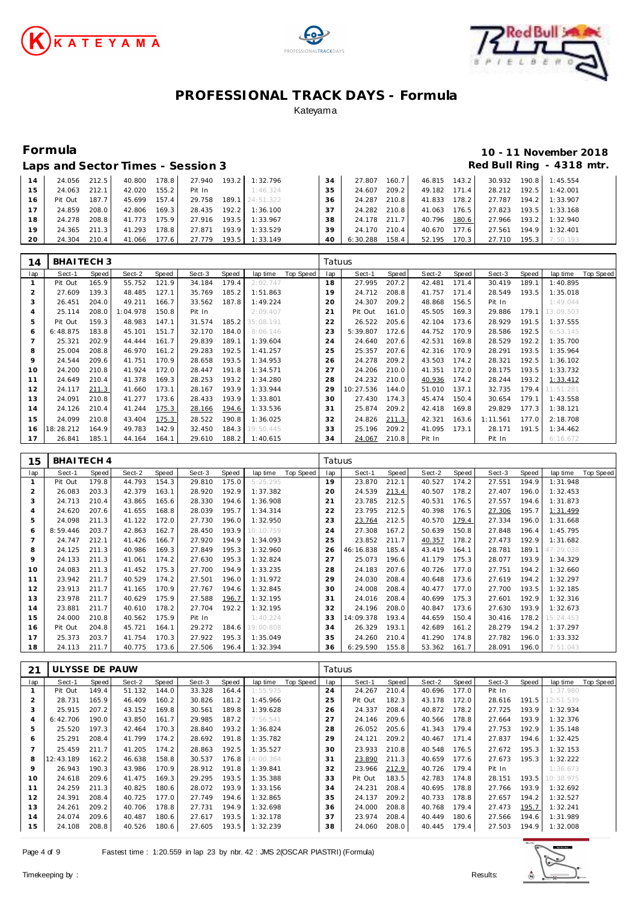# PROFESSIONAL TRACK DAYS - Formula

Kateyama

## Formula

**10 - 11 November 2018**

### Laps and Sector Times - Session 3

**Red Bull Ring - 4318 mtr.**

| lap | Sect-1 | Speed | Sect-2 | Speed | Sect-3 | Speed | lap time | Top Speed | lap | Sect-1 | Speed | Sect-2 | Speed | Sect-3 | Speed | lap time | Top Speed |
|---|---|---|---|---|---|---|---|---|---|---|---|---|---|---|---|---|---|
| 14 | 24.056 | 212.5 | 40.800 | 178.8 | 27.940 | 193.2 | 1:32.796 | | 34 | 27.807 | 160.7 | 46.815 | 143.2 | 30.932 | 190.8 | 1:45.554 | |
| 15 | 24.063 | 212.1 | 42.020 | 155.2 | Pit In | | 1:46.324 | | 35 | 24.607 | 209.2 | 49.182 | 171.4 | 28.212 | 192.5 | 1:42.001 | |
| 16 | Pit Out | 187.7 | 45.699 | 157.4 | 29.758 | 189.1 | 24:51.322 | | 36 | 24.287 | 210.8 | 41.833 | 178.2 | 27.787 | 194.2 | 1:33.907 | |
| 17 | 24.859 | 208.0 | 42.806 | 169.3 | 28.435 | 192.2 | 1:36.100 | | 37 | 24.282 | 210.8 | 41.063 | 176.5 | 27.823 | 193.5 | 1:33.168 | |
| 18 | 24.278 | 208.8 | 41.773 | 175.9 | 27.916 | 193.5 | 1:33.967 | | 38 | 24.178 | 211.7 | 40.796 | 180.6 | 27.966 | 193.2 | 1:32.940 | |
| 19 | 24.365 | 211.3 | 41.293 | 178.8 | 27.871 | 193.9 | 1:33.529 | | 39 | 24.170 | 210.4 | 40.670 | 177.6 | 27.561 | 194.9 | 1:32.401 | |
| 20 | 24.304 | 210.4 | 41.066 | 177.6 | 27.779 | 193.5 | 1:33.149 | | 40 | 6:30.288 | 158.4 | 52.195 | 170.3 | 27.710 | 195.3 | 7:50.193 | |

### 14 BHAITECH 3 — Tatuus

| lap | Sect-1 | Speed | Sect-2 | Speed | Sect-3 | Speed | lap time | Top Speed | lap | Sect-1 | Speed | Sect-2 | Speed | Sect-3 | Speed | lap time | Top Speed |
|---|---|---|---|---|---|---|---|---|---|---|---|---|---|---|---|---|---|
| 1 | Pit Out | 165.9 | 55.752 | 121.9 | 34.184 | 179.4 | 2:02.747 | | 18 | 27.995 | 207.2 | 42.481 | 171.4 | 30.419 | 189.1 | 1:40.895 | |
| 2 | 27.609 | 139.3 | 48.485 | 127.1 | 35.769 | 185.2 | 1:51.863 | | 19 | 24.712 | 208.8 | 41.757 | 171.4 | 28.549 | 193.5 | 1:35.018 | |
| 3 | 26.451 | 204.0 | 49.211 | 166.7 | 33.562 | 187.8 | 1:49.224 | | 20 | 24.307 | 209.2 | 48.868 | 156.5 | Pit In | | 1:49.044 | |
| 4 | 25.114 | 208.0 | 1:04.978 | 150.8 | Pit In | | 2:09.407 | | 21 | Pit Out | 161.0 | 45.505 | 169.3 | 29.886 | 179.1 | 13:09.503 | |
| 5 | Pit Out | 159.3 | 48.983 | 147.1 | 31.574 | 185.2 | 35:08.191 | | 22 | 26.522 | 205.6 | 42.104 | 173.6 | 28.929 | 191.5 | 1:37.555 | |
| 6 | 6:48.875 | 183.8 | 45.101 | 151.7 | 32.170 | 184.0 | 8:06.146 | | 23 | 5:39.807 | 172.6 | 44.752 | 170.9 | 28.586 | 192.5 | 6:53.145 | |
| 7 | 25.321 | 202.9 | 44.444 | 161.7 | 29.839 | 189.1 | 1:39.604 | | 24 | 24.640 | 207.6 | 42.531 | 169.8 | 28.529 | 192.2 | 1:35.700 | |
| 8 | 25.004 | 208.8 | 46.970 | 161.2 | 29.283 | 192.5 | 1:41.257 | | 25 | 25.357 | 207.6 | 42.316 | 170.9 | 28.291 | 193.5 | 1:35.964 | |
| 9 | 24.544 | 209.6 | 41.751 | 170.9 | 28.658 | 193.5 | 1:34.953 | | 26 | 24.278 | 209.2 | 43.503 | 174.2 | 28.321 | 192.5 | 1:36.102 | |
| 10 | 24.200 | 210.8 | 41.924 | 172.0 | 28.447 | 191.8 | 1:34.571 | | 27 | 24.206 | 210.0 | 41.351 | 172.0 | 28.175 | 193.5 | 1:33.732 | |
| 11 | 24.649 | 210.4 | 41.378 | 169.3 | 28.253 | 193.2 | 1:34.280 | | 28 | 24.232 | 210.0 | 40.936 | 174.2 | 28.244 | 193.2 | 1:33.412 | |
| 12 | 24.117 | 211.3 | 41.660 | 173.1 | 28.167 | 193.9 | 1:33.944 | | 29 | 10:27.536 | 144.0 | 51.010 | 137.1 | 32.735 | 179.4 | 11:51.281 | |
| 13 | 24.091 | 210.8 | 41.277 | 173.6 | 28.433 | 193.9 | 1:33.801 | | 30 | 27.430 | 174.3 | 45.474 | 150.4 | 30.654 | 179.1 | 1:43.558 | |
| 14 | 24.126 | 210.4 | 41.244 | 175.3 | 28.166 | 194.6 | 1:33.536 | | 31 | 25.874 | 209.2 | 42.418 | 169.8 | 29.829 | 177.3 | 1:38.121 | |
| 15 | 24.099 | 210.8 | 43.404 | 175.3 | 28.522 | 190.8 | 1:36.025 | | 32 | 24.826 | 211.3 | 42.321 | 163.6 | 1:11.561 | 177.0 | 2:18.708 | |
| 16 | 18:28.212 | 164.9 | 49.783 | 142.9 | 32.450 | 184.3 | 19:50.445 | | 33 | 25.196 | 209.2 | 41.095 | 173.1 | 28.171 | 191.5 | 1:34.462 | |
| 17 | 26.841 | 185.1 | 44.164 | 164.1 | 29.610 | 188.2 | 1:40.615 | | 34 | 24.067 | 210.8 | Pit In | | Pit In | | 6:16.672 | |

### 15 BHAITECH 4 — Tatuus

| lap | Sect-1 | Speed | Sect-2 | Speed | Sect-3 | Speed | lap time | Top Speed | lap | Sect-1 | Speed | Sect-2 | Speed | Sect-3 | Speed | lap time | Top Speed |
|---|---|---|---|---|---|---|---|---|---|---|---|---|---|---|---|---|---|
| 1 | Pit Out | 179.8 | 44.793 | 154.3 | 29.810 | 175.0 | 5:25.295 | | 19 | 23.870 | 212.1 | 40.527 | 174.2 | 27.551 | 194.9 | 1:31.948 | |
| 2 | 26.083 | 203.3 | 42.379 | 163.1 | 28.920 | 192.9 | 1:37.382 | | 20 | 24.539 | 213.4 | 40.507 | 178.2 | 27.407 | 196.0 | 1:32.453 | |
| 3 | 24.713 | 210.4 | 43.865 | 165.6 | 28.330 | 194.6 | 1:36.908 | | 21 | 23.785 | 212.5 | 40.531 | 176.5 | 27.557 | 194.6 | 1:31.873 | |
| 4 | 24.620 | 207.6 | 41.655 | 168.8 | 28.039 | 195.7 | 1:34.314 | | 22 | 23.795 | 212.5 | 40.398 | 176.5 | 27.306 | 195.7 | 1:31.499 | |
| 5 | 24.098 | 211.3 | 41.122 | 172.0 | 27.730 | 196.0 | 1:32.950 | | 23 | 23.764 | 212.5 | 40.570 | 179.4 | 27.334 | 196.0 | 1:31.668 | |
| 6 | 8:59.446 | 203.7 | 42.863 | 162.7 | 28.450 | 193.9 | 10:10.759 | | 24 | 27.308 | 167.2 | 50.639 | 150.8 | 27.848 | 196.4 | 1:45.795 | |
| 7 | 24.747 | 212.1 | 41.426 | 166.7 | 27.920 | 194.9 | 1:34.093 | | 25 | 23.852 | 211.7 | 40.357 | 178.2 | 27.473 | 192.9 | 1:31.682 | |
| 8 | 24.125 | 211.3 | 40.986 | 169.3 | 27.849 | 195.3 | 1:32.960 | | 26 | 46:16.838 | 185.4 | 43.419 | 164.1 | 28.781 | 189.1 | 47:29.038 | |
| 9 | 24.133 | 211.3 | 41.061 | 174.2 | 27.630 | 195.3 | 1:32.824 | | 27 | 25.073 | 196.6 | 41.179 | 175.3 | 28.077 | 193.9 | 1:34.329 | |
| 10 | 24.083 | 211.3 | 41.452 | 175.3 | 27.700 | 194.9 | 1:33.235 | | 28 | 24.183 | 207.6 | 40.726 | 177.0 | 27.751 | 194.2 | 1:32.660 | |
| 11 | 23.942 | 211.7 | 40.529 | 174.2 | 27.501 | 196.0 | 1:31.972 | | 29 | 24.030 | 208.4 | 40.648 | 173.6 | 27.619 | 194.2 | 1:32.297 | |
| 12 | 23.913 | 211.7 | 41.165 | 170.9 | 27.767 | 194.6 | 1:32.845 | | 30 | 24.008 | 208.4 | 40.477 | 177.0 | 27.700 | 193.5 | 1:32.185 | |
| 13 | 23.978 | 211.7 | 40.629 | 175.9 | 27.588 | 196.7 | 1:32.195 | | 31 | 24.016 | 208.4 | 40.699 | 175.3 | 27.601 | 192.9 | 1:32.316 | |
| 14 | 23.881 | 211.7 | 40.610 | 178.2 | 27.704 | 192.2 | 1:32.195 | | 32 | 24.196 | 208.0 | 40.847 | 173.6 | 27.630 | 193.9 | 1:32.673 | |
| 15 | 24.000 | 210.8 | 40.562 | 175.9 | Pit In | | 1:40.224 | | 33 | 14:09.378 | 193.4 | 44.659 | 150.4 | 30.416 | 178.2 | 15:24.453 | |
| 16 | Pit Out | 204.8 | 45.721 | 164.1 | 29.272 | 184.6 | 19:00.808 | | 34 | 26.329 | 193.1 | 42.689 | 161.2 | 28.279 | 194.2 | 1:37.297 | |
| 17 | 25.373 | 203.7 | 41.754 | 170.3 | 27.922 | 195.3 | 1:35.049 | | 35 | 24.260 | 210.4 | 41.290 | 174.8 | 27.782 | 196.0 | 1:33.332 | |
| 18 | 24.113 | 211.7 | 40.775 | 173.6 | 27.506 | 196.4 | 1:32.394 | | 36 | 6:29.590 | 155.8 | 53.362 | 161.7 | 28.091 | 196.0 | 7:51.043 | |

### 21 ULYSSE DE PAUW — Tatuus

| lap | Sect-1 | Speed | Sect-2 | Speed | Sect-3 | Speed | lap time | Top Speed | lap | Sect-1 | Speed | Sect-2 | Speed | Sect-3 | Speed | lap time | Top Speed |
|---|---|---|---|---|---|---|---|---|---|---|---|---|---|---|---|---|---|
| 1 | Pit Out | 149.4 | 51.132 | 144.0 | 33.328 | 164.4 | 1:55.975 | | 24 | 24.267 | 210.4 | 40.696 | 177.0 | Pit In | | 1:37.980 | |
| 2 | 28.731 | 165.9 | 46.409 | 160.2 | 30.826 | 181.2 | 1:45.966 | | 25 | Pit Out | 182.3 | 43.178 | 172.0 | 28.616 | 191.5 | 12:51.539 | |
| 3 | 25.915 | 207.2 | 43.152 | 169.8 | 30.561 | 189.8 | 1:39.628 | | 26 | 24.337 | 208.4 | 40.872 | 178.2 | 27.725 | 193.9 | 1:32.934 | |
| 4 | 6:42.706 | 190.0 | 43.850 | 161.7 | 29.985 | 187.2 | 7:56.541 | | 27 | 24.146 | 209.6 | 40.566 | 178.8 | 27.664 | 193.9 | 1:32.376 | |
| 5 | 25.520 | 197.3 | 42.464 | 170.3 | 28.840 | 193.2 | 1:36.824 | | 28 | 26.052 | 205.6 | 41.343 | 179.4 | 27.753 | 192.9 | 1:35.148 | |
| 6 | 25.291 | 208.4 | 41.799 | 174.2 | 28.692 | 191.8 | 1:35.782 | | 29 | 24.121 | 209.2 | 40.467 | 171.4 | 27.837 | 194.6 | 1:32.425 | |
| 7 | 25.459 | 211.7 | 41.205 | 174.2 | 28.863 | 192.5 | 1:35.527 | | 30 | 23.933 | 210.8 | 40.548 | 176.5 | 27.672 | 195.3 | 1:32.153 | |
| 8 | 12:43.189 | 162.2 | 46.638 | 158.8 | 30.537 | 176.8 | 14:00.364 | | 31 | 23.890 | 211.3 | 40.659 | 177.6 | 27.673 | 195.3 | 1:32.222 | |
| 9 | 26.943 | 190.3 | 43.986 | 170.9 | 28.912 | 191.8 | 1:39.841 | | 32 | 23.966 | 212.9 | 40.726 | 179.4 | Pit In | | 1:36.673 | |
| 10 | 24.618 | 209.6 | 41.475 | 169.3 | 29.295 | 193.5 | 1:35.388 | | 33 | Pit Out | 183.5 | 42.783 | 174.8 | 28.151 | 193.5 | 10:38.975 | |
| 11 | 24.259 | 211.3 | 40.825 | 180.6 | 28.072 | 193.9 | 1:33.156 | | 34 | 24.231 | 208.4 | 40.695 | 178.8 | 27.766 | 193.9 | 1:32.692 | |
| 12 | 24.391 | 208.4 | 40.725 | 177.0 | 27.749 | 194.6 | 1:32.865 | | 35 | 24.137 | 209.2 | 40.733 | 178.8 | 27.657 | 194.2 | 1:32.527 | |
| 13 | 24.261 | 209.2 | 40.706 | 178.8 | 27.731 | 194.9 | 1:32.698 | | 36 | 24.000 | 208.8 | 40.768 | 179.4 | 27.473 | 195.7 | 1:32.241 | |
| 14 | 24.074 | 209.6 | 40.487 | 180.6 | 27.617 | 193.5 | 1:32.178 | | 37 | 23.974 | 208.4 | 40.449 | 180.6 | 27.566 | 194.6 | 1:31.989 | |
| 15 | 24.108 | 208.8 | 40.526 | 180.6 | 27.605 | 193.5 | 1:32.239 | | 38 | 24.060 | 208.0 | 40.445 | 179.4 | 27.503 | 194.9 | 1:32.008 | |

Fastest time : 1:20.559 in lap 23 by nbr. 42 : JMS 2(OSCAR PIASTRI) (Formula)

Timekeeping by : Results: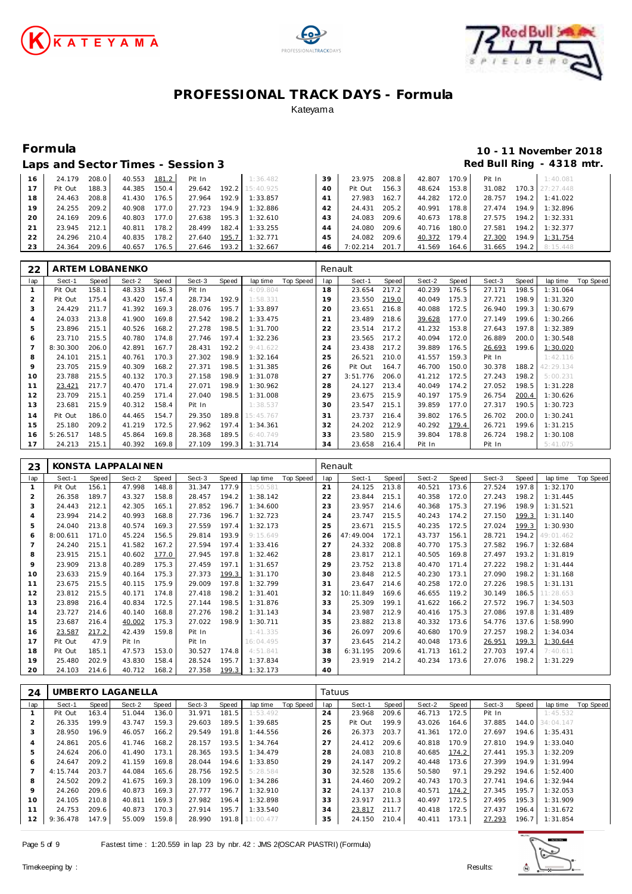# PROFESSIONAL TRACK DAYS - Formula

Kateyama

## Formula

## Laps and Sector Times - Session 3

**10 - 11 November 2018**

**Red Bull Ring - 4318 mtr.**

| lap | Sect-1 | Speed | Sect-2 | Speed | Sect-3 | Speed | lap time | Top Speed | lap | Sect-1 | Speed | Sect-2 | Speed | Sect-3 | Speed | lap time | Top Speed |
|---|---|---|---|---|---|---|---|---|---|---|---|---|---|---|---|---|---|
| 16 | 24.179 | 208.0 | 40.553 | 181.2 | Pit In | | 1:36.482 | | 39 | 23.975 | 208.8 | 42.807 | 170.9 | Pit In | | 1:40.081 | |
| 17 | Pit Out | 188.3 | 44.385 | 150.4 | 29.642 | 192.2 | 15:40.925 | | 40 | Pit Out | 156.3 | 48.624 | 153.8 | 31.082 | 170.3 | 27:27.448 | |
| 18 | 24.463 | 208.8 | 41.430 | 176.5 | 27.964 | 192.9 | 1:33.857 | | 41 | 27.983 | 162.7 | 44.282 | 172.0 | 28.757 | 194.2 | 1:41.022 | |
| 19 | 24.255 | 209.2 | 40.908 | 177.0 | 27.723 | 194.9 | 1:32.886 | | 42 | 24.431 | 205.2 | 40.991 | 178.8 | 27.474 | 194.9 | 1:32.896 | |
| 20 | 24.169 | 209.6 | 40.803 | 177.0 | 27.638 | 195.3 | 1:32.610 | | 43 | 24.083 | 209.6 | 40.673 | 178.8 | 27.575 | 194.2 | 1:32.331 | |
| 21 | 23.945 | 212.1 | 40.811 | 178.2 | 28.499 | 182.4 | 1:33.255 | | 44 | 24.080 | 209.6 | 40.716 | 180.0 | 27.581 | 194.2 | 1:32.377 | |
| 22 | 24.296 | 210.4 | 40.835 | 178.2 | 27.640 | 195.7 | 1:32.771 | | 45 | 24.082 | 209.6 | 40.372 | 179.4 | 27.300 | 194.9 | 1:31.754 | |
| 23 | 24.364 | 209.6 | 40.657 | 176.5 | 27.646 | 193.2 | 1:32.667 | | 46 | 7:02.214 | 201.7 | 41.569 | 164.6 | 31.665 | 194.2 | 8:15.448 | |

**22 ARTEM LOBANENKO** — Renault

| lap | Sect-1 | Speed | Sect-2 | Speed | Sect-3 | Speed | lap time | Top Speed | lap | Sect-1 | Speed | Sect-2 | Speed | Sect-3 | Speed | lap time | Top Speed |
|---|---|---|---|---|---|---|---|---|---|---|---|---|---|---|---|---|---|
| 1 | Pit Out | 158.1 | 48.333 | 146.3 | Pit In | | 4:09.804 | | 18 | 23.654 | 217.2 | 40.239 | 176.5 | 27.171 | 198.5 | 1:31.064 | |
| 2 | Pit Out | 175.4 | 43.420 | 157.4 | 28.734 | 192.9 | 1:58.331 | | 19 | 23.550 | 219.0 | 40.049 | 175.3 | 27.721 | 198.9 | 1:31.320 | |
| 3 | 24.429 | 211.7 | 41.392 | 169.3 | 28.076 | 195.7 | 1:33.897 | | 20 | 23.651 | 216.8 | 40.088 | 172.5 | 26.940 | 199.3 | 1:30.679 | |
| 4 | 24.033 | 213.8 | 41.900 | 169.8 | 27.542 | 198.2 | 1:33.475 | | 21 | 23.489 | 218.6 | 39.628 | 177.0 | 27.149 | 199.6 | 1:30.266 | |
| 5 | 23.896 | 215.1 | 40.526 | 168.2 | 27.278 | 198.5 | 1:31.700 | | 22 | 23.514 | 217.2 | 41.232 | 153.8 | 27.643 | 197.8 | 1:32.389 | |
| 6 | 23.710 | 215.5 | 40.780 | 174.8 | 27.746 | 197.4 | 1:32.236 | | 23 | 23.565 | 217.2 | 40.094 | 172.0 | 26.889 | 200.0 | 1:30.548 | |
| 7 | 8:30.300 | 206.0 | 42.891 | 167.7 | 28.431 | 192.2 | 9:41.622 | | 24 | 23.438 | 217.2 | 39.889 | 176.5 | 26.693 | 199.6 | 1:30.020 | |
| 8 | 24.101 | 215.1 | 40.761 | 170.3 | 27.302 | 198.9 | 1:32.164 | | 25 | 26.521 | 210.0 | 41.557 | 159.3 | Pit In | | 1:42.116 | |
| 9 | 23.705 | 215.9 | 40.309 | 168.2 | 27.371 | 198.5 | 1:31.385 | | 26 | Pit Out | 164.7 | 46.700 | 150.0 | 30.378 | 188.2 | 42:29.134 | |
| 10 | 23.788 | 215.5 | 40.132 | 170.3 | 27.158 | 198.9 | 1:31.078 | | 27 | 3:51.776 | 206.0 | 41.212 | 172.5 | 27.243 | 198.2 | 5:00.231 | |
| 11 | 23.421 | 217.7 | 40.470 | 171.4 | 27.071 | 198.9 | 1:30.962 | | 28 | 24.127 | 213.4 | 40.049 | 174.2 | 27.052 | 198.5 | 1:31.228 | |
| 12 | 23.709 | 215.1 | 40.259 | 171.4 | 27.040 | 198.5 | 1:31.008 | | 29 | 23.675 | 215.9 | 40.197 | 175.9 | 26.754 | 200.4 | 1:30.626 | |
| 13 | 23.681 | 215.9 | 40.312 | 158.4 | Pit In | | 1:38.537 | | 30 | 23.547 | 215.1 | 39.859 | 177.0 | 27.317 | 190.5 | 1:30.723 | |
| 14 | Pit Out | 186.0 | 44.465 | 154.7 | 29.350 | 189.8 | 15:45.767 | | 31 | 23.737 | 216.4 | 39.802 | 176.5 | 26.702 | 200.0 | 1:30.241 | |
| 15 | 25.180 | 209.2 | 41.219 | 172.5 | 27.962 | 197.4 | 1:34.361 | | 32 | 24.202 | 212.9 | 40.292 | 179.4 | 26.721 | 199.6 | 1:31.215 | |
| 16 | 5:26.517 | 148.5 | 45.864 | 169.8 | 28.368 | 189.5 | 6:40.749 | | 33 | 23.580 | 215.9 | 39.804 | 178.8 | 26.724 | 198.2 | 1:30.108 | |
| 17 | 24.213 | 215.1 | 40.392 | 169.8 | 27.109 | 199.3 | 1:31.714 | | 34 | 23.658 | 216.4 | Pit In | | Pit In | | 5:41.075 | |

**23 KONSTA LAPPALAINEN** — Renault

| lap | Sect-1 | Speed | Sect-2 | Speed | Sect-3 | Speed | lap time | Top Speed | lap | Sect-1 | Speed | Sect-2 | Speed | Sect-3 | Speed | lap time | Top Speed |
|---|---|---|---|---|---|---|---|---|---|---|---|---|---|---|---|---|---|
| 1 | Pit Out | 156.1 | 47.998 | 148.8 | 31.347 | 177.9 | 1:50.581 | | 21 | 24.125 | 213.8 | 40.521 | 173.6 | 27.524 | 197.8 | 1:32.170 | |
| 2 | 26.358 | 189.7 | 43.327 | 158.8 | 28.457 | 194.2 | 1:38.142 | | 22 | 23.844 | 215.1 | 40.358 | 172.0 | 27.243 | 198.2 | 1:31.445 | |
| 3 | 24.443 | 212.1 | 42.305 | 165.1 | 27.852 | 196.7 | 1:34.600 | | 23 | 23.957 | 214.6 | 40.368 | 175.3 | 27.196 | 198.9 | 1:31.521 | |
| 4 | 23.994 | 214.2 | 40.993 | 168.8 | 27.736 | 196.7 | 1:32.723 | | 24 | 23.747 | 215.5 | 40.243 | 174.2 | 27.150 | 199.3 | 1:31.140 | |
| 5 | 24.040 | 213.8 | 40.574 | 169.3 | 27.559 | 197.4 | 1:32.173 | | 25 | 23.671 | 215.5 | 40.235 | 172.5 | 27.024 | 199.3 | 1:30.930 | |
| 6 | 8:00.611 | 171.0 | 45.224 | 156.5 | 29.814 | 193.9 | 9:15.649 | | 26 | 47:49.004 | 172.1 | 43.737 | 156.1 | 28.721 | 194.2 | 49:01.462 | |
| 7 | 24.240 | 215.1 | 41.582 | 167.2 | 27.594 | 197.4 | 1:33.416 | | 27 | 24.332 | 208.8 | 40.770 | 175.3 | 27.582 | 196.7 | 1:32.684 | |
| 8 | 23.915 | 215.1 | 40.602 | 177.0 | 27.945 | 197.8 | 1:32.462 | | 28 | 23.817 | 212.1 | 40.505 | 169.8 | 27.497 | 193.2 | 1:31.819 | |
| 9 | 23.909 | 213.8 | 40.289 | 175.3 | 27.459 | 197.1 | 1:31.657 | | 29 | 23.752 | 213.8 | 40.470 | 171.4 | 27.222 | 198.2 | 1:31.444 | |
| 10 | 23.633 | 215.9 | 40.164 | 175.3 | 27.373 | 199.3 | 1:31.170 | | 30 | 23.848 | 212.5 | 40.230 | 173.1 | 27.090 | 198.2 | 1:31.168 | |
| 11 | 23.675 | 215.5 | 40.115 | 175.9 | 29.009 | 197.8 | 1:32.799 | | 31 | 23.647 | 214.6 | 40.258 | 172.0 | 27.226 | 198.5 | 1:31.131 | |
| 12 | 23.812 | 215.5 | 40.171 | 174.8 | 27.418 | 198.2 | 1:31.401 | | 32 | 10:11.849 | 169.6 | 46.655 | 119.2 | 30.149 | 186.5 | 11:28.653 | |
| 13 | 23.898 | 216.4 | 40.834 | 172.5 | 27.144 | 198.5 | 1:31.876 | | 33 | 25.309 | 199.1 | 41.622 | 166.2 | 27.572 | 196.7 | 1:34.503 | |
| 14 | 23.727 | 214.6 | 40.140 | 168.8 | 27.276 | 198.2 | 1:31.143 | | 34 | 23.987 | 212.9 | 40.416 | 175.3 | 27.086 | 197.8 | 1:31.489 | |
| 15 | 23.687 | 216.4 | 40.002 | 175.3 | 27.022 | 198.9 | 1:30.711 | | 35 | 23.882 | 213.8 | 40.332 | 173.6 | 54.776 | 137.6 | 1:58.990 | |
| 16 | 23.587 | 217.2 | 42.439 | 159.8 | Pit In | | 1:41.335 | | 36 | 26.097 | 209.6 | 40.680 | 170.9 | 27.257 | 198.2 | 1:34.034 | |
| 17 | Pit Out | 47.9 | Pit In | | Pit In | | 16:04.495 | | 37 | 23.645 | 214.2 | 40.048 | 173.6 | 26.951 | 199.3 | 1:30.644 | |
| 18 | Pit Out | 185.1 | 47.573 | 153.0 | 30.527 | 174.8 | 4:51.841 | | 38 | 6:31.195 | 209.6 | 41.713 | 161.2 | 27.703 | 197.4 | 7:40.611 | |
| 19 | 25.480 | 202.9 | 43.830 | 158.4 | 28.524 | 195.7 | 1:37.834 | | 39 | 23.919 | 214.2 | 40.234 | 173.6 | 27.076 | 198.2 | 1:31.229 | |
| 20 | 24.103 | 214.6 | 40.712 | 168.2 | 27.358 | 199.3 | 1:32.173 | | 40 | | | | | | | | |

**24 UMBERTO LAGANELLA** — Tatuus

| lap | Sect-1 | Speed | Sect-2 | Speed | Sect-3 | Speed | lap time | Top Speed | lap | Sect-1 | Speed | Sect-2 | Speed | Sect-3 | Speed | lap time | Top Speed |
|---|---|---|---|---|---|---|---|---|---|---|---|---|---|---|---|---|---|
| 1 | Pit Out | 163.4 | 51.044 | 136.0 | 31.971 | 181.5 | 1:53.492 | | 24 | 23.968 | 209.6 | 46.713 | 172.5 | Pit In | | 1:45.532 | |
| 2 | 26.335 | 199.9 | 43.747 | 159.3 | 29.603 | 189.5 | 1:39.685 | | 25 | Pit Out | 199.9 | 43.026 | 164.6 | 37.885 | 144.0 | 34:04.147 | |
| 3 | 28.950 | 196.9 | 46.057 | 166.2 | 29.549 | 191.8 | 1:44.556 | | 26 | 26.373 | 203.7 | 41.361 | 172.0 | 27.697 | 194.6 | 1:35.431 | |
| 4 | 24.861 | 205.6 | 41.746 | 168.2 | 28.157 | 193.5 | 1:34.764 | | 27 | 24.412 | 209.6 | 40.818 | 170.9 | 27.810 | 194.9 | 1:33.040 | |
| 5 | 24.624 | 206.0 | 41.490 | 173.1 | 28.365 | 193.5 | 1:34.479 | | 28 | 24.083 | 210.8 | 40.685 | 174.2 | 27.441 | 195.3 | 1:32.209 | |
| 6 | 24.647 | 209.2 | 41.159 | 169.8 | 28.044 | 194.6 | 1:33.850 | | 29 | 24.147 | 209.2 | 40.448 | 173.6 | 27.399 | 194.9 | 1:31.994 | |
| 7 | 4:15.744 | 203.7 | 44.084 | 165.6 | 28.756 | 192.5 | 5:28.584 | | 30 | 32.528 | 135.6 | 50.580 | 97.1 | 29.292 | 194.6 | 1:52.400 | |
| 8 | 24.502 | 209.2 | 41.675 | 169.3 | 28.109 | 196.0 | 1:34.286 | | 31 | 24.460 | 209.2 | 40.743 | 170.3 | 27.741 | 194.6 | 1:32.944 | |
| 9 | 24.260 | 209.6 | 40.873 | 169.3 | 27.777 | 196.7 | 1:32.910 | | 32 | 24.137 | 210.8 | 40.571 | 174.2 | 27.345 | 195.7 | 1:32.053 | |
| 10 | 24.105 | 210.8 | 40.811 | 169.3 | 27.982 | 196.4 | 1:32.898 | | 33 | 23.917 | 211.3 | 40.497 | 172.5 | 27.495 | 195.3 | 1:31.909 | |
| 11 | 24.753 | 209.6 | 40.873 | 170.3 | 27.914 | 195.7 | 1:33.540 | | 34 | 23.817 | 211.7 | 40.418 | 172.5 | 27.437 | 196.4 | 1:31.672 | |
| 12 | 9:36.478 | 147.9 | 55.009 | 159.8 | 28.990 | 191.8 | 11:00.477 | | 35 | 24.150 | 210.4 | 40.411 | 173.1 | 27.293 | 196.7 | 1:31.854 | |

Fastest time : 1:20.559 in lap 23 by nbr. 42 : JMS 2(OSCAR PIASTRI) (Formula)

Timekeeping by : Results: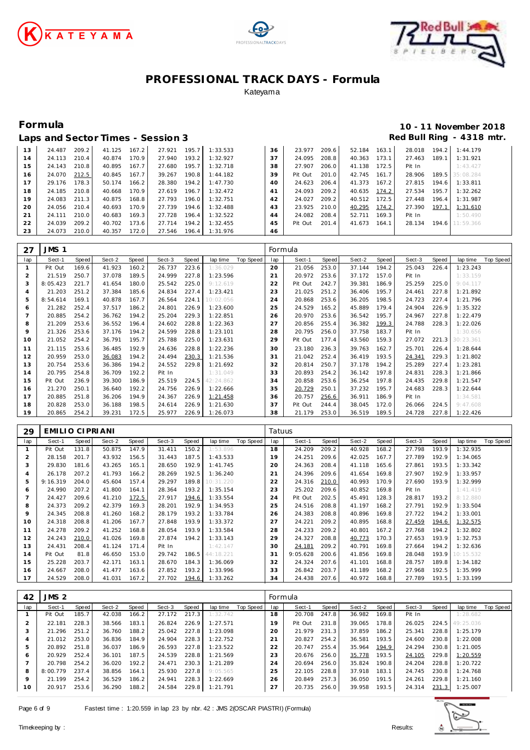# PROFESSIONAL TRACK DAYS - Formula

Kateyama

## Formula

**10 - 11 November 2018**

### Laps and Sector Times - Session 3

**Red Bull Ring - 4318 mtr.**

| lap | Sect-1 | Speed | Sect-2 | Speed | Sect-3 | Speed | lap time | Top Speed | lap | Sect-1 | Speed | Sect-2 | Speed | Sect-3 | Speed | lap time | Top Speed |
|---|---|---|---|---|---|---|---|---|---|---|---|---|---|---|---|---|---|
| 13 | 24.487 | 209.2 | 41.125 | 167.2 | 27.921 | 195.7 | 1:33.533 | | 36 | 23.977 | 209.6 | 52.184 | 163.1 | 28.018 | 194.2 | 1:44.179 | |
| 14 | 24.113 | 210.4 | 40.874 | 170.9 | 27.940 | 193.2 | 1:32.927 | | 37 | 24.095 | 208.8 | 40.363 | 173.1 | 27.463 | 189.1 | 1:31.921 | |
| 15 | 24.143 | 210.8 | 40.895 | 167.7 | 27.680 | 195.7 | 1:32.718 | | 38 | 27.907 | 206.0 | 41.138 | 172.5 | Pit In | | 1:43.427 | |
| 16 | 24.070 | 212.5 | 40.845 | 167.7 | 39.267 | 190.8 | 1:44.182 | | 39 | Pit Out | 201.0 | 42.745 | 161.7 | 28.906 | 189.5 | 35:08.284 | |
| 17 | 29.176 | 178.3 | 50.174 | 166.2 | 28.380 | 194.2 | 1:47.730 | | 40 | 24.623 | 206.4 | 41.373 | 167.2 | 27.815 | 194.6 | 1:33.811 | |
| 18 | 24.185 | 210.8 | 40.668 | 170.9 | 27.619 | 196.7 | 1:32.472 | | 41 | 24.093 | 209.2 | 40.635 | 174.2 | 27.534 | 195.7 | 1:32.262 | |
| 19 | 24.083 | 211.3 | 40.875 | 168.8 | 27.793 | 196.0 | 1:32.751 | | 42 | 24.027 | 209.2 | 40.512 | 172.5 | 27.448 | 196.4 | 1:31.987 | |
| 20 | 24.056 | 210.4 | 40.693 | 170.9 | 27.739 | 194.6 | 1:32.488 | | 43 | 23.925 | 210.0 | 40.295 | 174.2 | 27.390 | 197.1 | 1:31.610 | |
| 21 | 24.111 | 210.0 | 40.683 | 169.3 | 27.728 | 196.4 | 1:32.522 | | 44 | 24.082 | 208.4 | 52.711 | 169.3 | Pit In | | 1:50.490 | |
| 22 | 24.039 | 209.2 | 40.702 | 173.6 | 27.714 | 194.2 | 1:32.455 | | 45 | Pit Out | 201.4 | 41.673 | 164.1 | 28.134 | 194.6 | 11:59.366 | |
| 23 | 24.073 | 210.0 | 40.357 | 172.0 | 27.546 | 196.4 | 1:31.976 | | 46 | | | | | | | | |

### 27 JMS 1 — Formula

| lap | Sect-1 | Speed | Sect-2 | Speed | Sect-3 | Speed | lap time | Top Speed | lap | Sect-1 | Speed | Sect-2 | Speed | Sect-3 | Speed | lap time | Top Speed |
|---|---|---|---|---|---|---|---|---|---|---|---|---|---|---|---|---|---|
| 1 | Pit Out | 169.6 | 41.923 | 160.2 | 26.737 | 223.6 | 1:36.029 | | 20 | 21.056 | 253.0 | 37.144 | 194.2 | 25.043 | 226.4 | 1:23.243 | |
| 2 | 21.519 | 250.7 | 37.078 | 189.5 | 24.999 | 227.8 | 1:23.596 | | 21 | 20.972 | 253.6 | 37.172 | 157.0 | Pit In | | 1:33.159 | |
| 3 | 8:05.423 | 221.7 | 41.654 | 180.0 | 25.542 | 225.0 | 9:12.619 | | 22 | Pit Out | 242.7 | 39.381 | 186.9 | 25.259 | 225.0 | 9:04.117 | |
| 4 | 21.203 | 251.2 | 37.384 | 185.6 | 24.834 | 227.4 | 1:23.421 | | 23 | 21.025 | 251.2 | 36.406 | 195.7 | 24.461 | 227.8 | 1:21.892 | |
| 5 | 8:54.614 | 169.1 | 40.878 | 167.7 | 26.564 | 224.1 | 10:02.056 | | 24 | 20.868 | 253.6 | 36.205 | 198.5 | 24.723 | 227.4 | 1:21.796 | |
| 6 | 21.282 | 252.4 | 37.517 | 186.2 | 24.801 | 226.9 | 1:23.600 | | 25 | 24.529 | 165.2 | 45.889 | 179.4 | 24.904 | 226.9 | 1:35.322 | |
| 7 | 20.885 | 254.2 | 36.762 | 194.2 | 25.204 | 229.3 | 1:22.851 | | 26 | 20.970 | 253.6 | 36.542 | 195.7 | 24.967 | 227.8 | 1:22.479 | |
| 8 | 21.209 | 253.6 | 36.552 | 196.4 | 24.602 | 228.8 | 1:22.363 | | 27 | 20.856 | 255.4 | 36.382 | 199.3 | 24.788 | 228.3 | 1:22.026 | |
| 9 | 21.326 | 253.6 | 37.176 | 194.2 | 24.599 | 228.8 | 1:23.101 | | 28 | 20.795 | 256.0 | 37.758 | 183.7 | Pit In | | 1:30.656 | |
| 10 | 21.052 | 254.2 | 36.791 | 195.7 | 25.788 | 225.0 | 1:23.631 | | 29 | Pit Out | 177.4 | 43.560 | 159.3 | 27.072 | 221.3 | 30:23.361 | |
| 11 | 21.115 | 253.6 | 36.485 | 192.9 | 24.636 | 228.8 | 1:22.236 | | 30 | 23.180 | 236.3 | 39.763 | 162.7 | 25.701 | 226.4 | 1:28.644 | |
| 12 | 20.959 | 253.0 | 36.083 | 194.2 | 24.494 | 230.3 | 1:21.536 | | 31 | 21.042 | 252.4 | 36.419 | 193.5 | 24.341 | 229.3 | 1:21.802 | |
| 13 | 20.754 | 253.6 | 36.386 | 194.2 | 24.552 | 229.8 | 1:21.692 | | 32 | 20.814 | 250.7 | 37.178 | 194.2 | 25.289 | 227.4 | 1:23.281 | |
| 14 | 20.795 | 254.8 | 36.709 | 192.2 | Pit In | | 1:31.049 | | 33 | 20.893 | 254.2 | 36.142 | 197.8 | 24.831 | 228.3 | 1:21.866 | |
| 15 | Pit Out | 236.9 | 39.300 | 186.9 | 25.519 | 224.5 | 42:24.862 | | 34 | 20.858 | 253.6 | 36.254 | 197.8 | 24.435 | 229.8 | 1:21.547 | |
| 16 | 21.270 | 250.1 | 36.640 | 192.2 | 24.756 | 226.9 | 1:22.666 | | 35 | 20.729 | 250.1 | 37.232 | 195.7 | 24.683 | 228.3 | 1:22.644 | |
| 17 | 20.885 | 251.8 | 36.206 | 194.9 | 24.367 | 226.9 | 1:21.458 | | 36 | 20.757 | 256.6 | 36.911 | 186.9 | Pit In | | 1:34.581 | |
| 18 | 20.828 | 253.0 | 36.188 | 198.5 | 24.614 | 226.9 | 1:21.630 | | 37 | Pit Out | 244.4 | 38.045 | 172.0 | 26.066 | 224.5 | 9:47.608 | |
| 19 | 20.865 | 254.2 | 39.231 | 172.5 | 25.977 | 226.9 | 1:26.073 | | 38 | 21.179 | 253.0 | 36.519 | 189.5 | 24.728 | 227.8 | 1:22.426 | |

### 29 EMILIO CIPRIANI — Tatuus

| lap | Sect-1 | Speed | Sect-2 | Speed | Sect-3 | Speed | lap time | Top Speed | lap | Sect-1 | Speed | Sect-2 | Speed | Sect-3 | Speed | lap time | Top Speed |
|---|---|---|---|---|---|---|---|---|---|---|---|---|---|---|---|---|---|
| 1 | Pit Out | 131.8 | 50.875 | 147.9 | 31.411 | 150.2 | 1:53.896 | | 18 | 24.209 | 209.2 | 40.928 | 168.2 | 27.798 | 193.9 | 1:32.935 | |
| 2 | 28.158 | 201.7 | 43.932 | 156.5 | 31.443 | 187.5 | 1:43.533 | | 19 | 24.251 | 209.6 | 42.025 | 167.7 | 27.789 | 192.9 | 1:34.065 | |
| 3 | 29.830 | 181.6 | 43.265 | 165.1 | 28.650 | 192.9 | 1:41.745 | | 20 | 24.363 | 208.4 | 41.118 | 165.6 | 27.861 | 193.5 | 1:33.342 | |
| 4 | 26.178 | 207.2 | 41.793 | 166.2 | 28.269 | 192.5 | 1:36.240 | | 21 | 24.396 | 209.6 | 41.654 | 169.8 | 27.907 | 192.9 | 1:33.957 | |
| 5 | 9:16.319 | 204.0 | 45.604 | 157.4 | 29.297 | 189.8 | 10:31.220 | | 22 | 24.316 | 210.0 | 40.993 | 170.9 | 27.690 | 193.9 | 1:32.999 | |
| 6 | 24.990 | 207.2 | 41.800 | 164.1 | 28.364 | 193.2 | 1:35.154 | | 23 | 25.202 | 209.6 | 40.852 | 169.8 | Pit In | | 1:41.419 | |
| 7 | 24.427 | 209.6 | 41.210 | 172.5 | 27.917 | 194.6 | 1:33.554 | | 24 | Pit Out | 202.5 | 45.491 | 128.3 | 28.817 | 193.2 | 8:12.880 | |
| 8 | 24.373 | 209.2 | 42.379 | 169.3 | 28.201 | 192.9 | 1:34.953 | | 25 | 24.516 | 208.8 | 41.197 | 168.2 | 27.791 | 192.9 | 1:33.504 | |
| 9 | 24.345 | 208.8 | 41.260 | 168.2 | 28.179 | 193.2 | 1:33.784 | | 26 | 24.383 | 208.8 | 40.896 | 169.8 | 27.722 | 194.2 | 1:33.001 | |
| 10 | 24.318 | 208.8 | 41.206 | 167.7 | 27.848 | 193.9 | 1:33.372 | | 27 | 24.221 | 209.2 | 40.895 | 168.8 | 27.459 | 194.6 | 1:32.575 | |
| 11 | 24.278 | 209.2 | 41.252 | 168.8 | 28.054 | 193.9 | 1:33.584 | | 28 | 24.233 | 209.2 | 40.801 | 167.2 | 27.768 | 194.2 | 1:32.802 | |
| 12 | 24.243 | 210.0 | 41.026 | 169.8 | 27.874 | 194.2 | 1:33.143 | | 29 | 24.327 | 208.8 | 40.773 | 170.3 | 27.653 | 193.9 | 1:32.753 | |
| 13 | 24.431 | 208.4 | 41.124 | 171.4 | Pit In | | 1:42.147 | | 30 | 24.181 | 209.2 | 40.791 | 169.8 | 27.664 | 194.2 | 1:32.636 | |
| 14 | Pit Out | 81.8 | 46.650 | 153.0 | 29.742 | 186.5 | 44:18.221 | | 31 | 9:05.628 | 200.6 | 41.856 | 169.8 | 28.048 | 193.9 | 10:15.532 | |
| 15 | 25.228 | 203.7 | 42.171 | 163.1 | 28.670 | 184.3 | 1:36.069 | | 32 | 24.324 | 207.6 | 41.101 | 168.8 | 28.757 | 189.8 | 1:34.182 | |
| 16 | 24.667 | 208.0 | 41.477 | 163.6 | 27.852 | 193.2 | 1:33.996 | | 33 | 26.842 | 203.7 | 41.189 | 168.2 | 27.968 | 192.5 | 1:35.999 | |
| 17 | 24.529 | 208.0 | 41.031 | 167.2 | 27.702 | 194.6 | 1:33.262 | | 34 | 24.438 | 207.6 | 40.972 | 168.8 | 27.789 | 193.5 | 1:33.199 | |

### 42 JMS 2 — Formula

| lap | Sect-1 | Speed | Sect-2 | Speed | Sect-3 | Speed | lap time | Top Speed | lap | Sect-1 | Speed | Sect-2 | Speed | Sect-3 | Speed | lap time | Top Speed |
|---|---|---|---|---|---|---|---|---|---|---|---|---|---|---|---|---|---|
| 1 | Pit Out | 185.7 | 42.038 | 166.2 | 27.172 | 217.3 | 1:32.742 | | 18 | 20.708 | 247.8 | 36.982 | 169.8 | Pit In | | 1:28.682 | |
| 2 | 22.181 | 228.3 | 38.566 | 183.1 | 26.824 | 226.9 | 1:27.571 | | 19 | Pit Out | 231.8 | 39.065 | 178.8 | 26.025 | 224.5 | 49:25.036 | |
| 3 | 21.296 | 251.2 | 36.760 | 188.2 | 25.042 | 227.8 | 1:23.098 | | 20 | 21.979 | 231.3 | 37.859 | 186.2 | 25.341 | 228.8 | 1:25.179 | |
| 4 | 21.012 | 253.0 | 36.836 | 184.9 | 24.904 | 228.3 | 1:22.752 | | 21 | 20.827 | 254.2 | 36.581 | 193.5 | 24.600 | 230.8 | 1:22.008 | |
| 5 | 20.892 | 251.8 | 36.037 | 186.9 | 26.593 | 227.8 | 1:23.522 | | 22 | 20.747 | 255.4 | 35.964 | 194.9 | 24.294 | 230.8 | 1:21.005 | |
| 6 | 20.929 | 252.4 | 36.101 | 187.5 | 24.539 | 228.8 | 1:21.569 | | 23 | 20.676 | 256.0 | 35.778 | 193.5 | 24.105 | 229.8 | 1:20.559 | |
| 7 | 20.798 | 254.2 | 36.020 | 192.2 | 24.471 | 230.3 | 1:21.289 | | 24 | 20.694 | 256.0 | 35.824 | 190.8 | 24.204 | 228.8 | 1:20.722 | |
| 8 | 8:00.779 | 237.4 | 38.856 | 164.1 | 25.930 | 227.8 | 9:05.565 | | 25 | 22.105 | 228.8 | 37.918 | 183.1 | 24.745 | 230.8 | 1:24.768 | |
| 9 | 21.199 | 254.2 | 36.529 | 186.2 | 24.941 | 228.3 | 1:22.669 | | 26 | 20.849 | 257.3 | 36.050 | 191.5 | 24.261 | 229.8 | 1:21.160 | |
| 10 | 20.917 | 253.6 | 36.290 | 188.2 | 24.584 | 229.8 | 1:21.791 | | 27 | 20.735 | 256.0 | 39.958 | 193.5 | 24.314 | 231.3 | 1:25.007 | |

Fastest time : 1:20.559 in lap 23 by nbr. 42 : JMS 2(OSCAR PIASTRI) (Formula)

Timekeeping by : Results: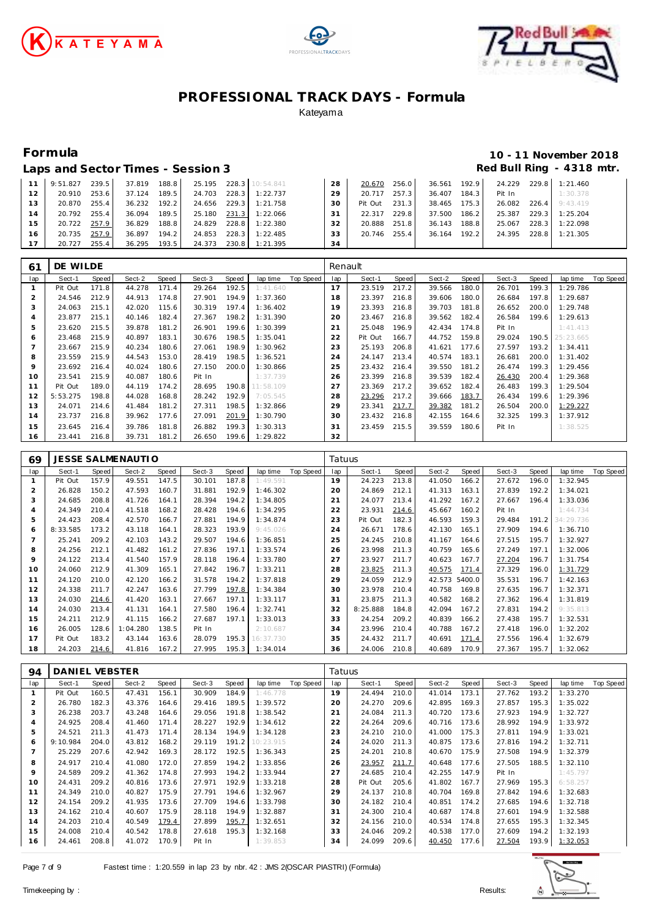# PROFESSIONAL TRACK DAYS - Formula

Kateyama

## Formula

## Laps and Sector Times - Session 3

**10 - 11 November 2018**

**Red Bull Ring - 4318 mtr.**

| lap | Sect-1 | Speed | Sect-2 | Speed | Sect-3 | Speed | lap time | Top Speed | lap | Sect-1 | Speed | Sect-2 | Speed | Sect-3 | Speed | lap time | Top Speed |
|---|---|---|---|---|---|---|---|---|---|---|---|---|---|---|---|---|---|
| 11 | 9:51.827 | 239.5 | 37.819 | 188.8 | 25.195 | 228.3 | 10:54.841 | | 28 | 20.670 | 256.0 | 36.561 | 192.9 | 24.229 | 229.8 | 1:21.460 | |
| 12 | 20.910 | 253.6 | 37.124 | 189.5 | 24.703 | 228.3 | 1:22.737 | | 29 | 20.717 | 257.3 | 36.407 | 184.3 | Pit In | | 1:30.378 | |
| 13 | 20.870 | 255.4 | 36.232 | 192.2 | 24.656 | 229.3 | 1:21.758 | | 30 | Pit Out | 231.3 | 38.465 | 175.3 | 26.082 | 226.4 | 9:43.419 | |
| 14 | 20.792 | 255.4 | 36.094 | 189.5 | 25.180 | 231.3 | 1:22.066 | | 31 | 22.317 | 229.8 | 37.500 | 186.2 | 25.387 | 229.3 | 1:25.204 | |
| 15 | 20.722 | 257.9 | 36.829 | 188.8 | 24.829 | 228.8 | 1:22.380 | | 32 | 20.888 | 251.8 | 36.143 | 188.8 | 25.067 | 228.3 | 1:22.098 | |
| 16 | 20.735 | 257.9 | 36.897 | 194.2 | 24.853 | 228.3 | 1:22.485 | | 33 | 20.746 | 255.4 | 36.164 | 192.2 | 24.395 | 228.8 | 1:21.305 | |
| 17 | 20.727 | 255.4 | 36.295 | 193.5 | 24.373 | 230.8 | 1:21.395 | | 34 | | | | | | | | |

### 61 DE WILDE — Renault

| lap | Sect-1 | Speed | Sect-2 | Speed | Sect-3 | Speed | lap time | Top Speed | lap | Sect-1 | Speed | Sect-2 | Speed | Sect-3 | Speed | lap time | Top Speed |
|---|---|---|---|---|---|---|---|---|---|---|---|---|---|---|---|---|---|
| 1 | Pit Out | 171.8 | 44.278 | 171.4 | 29.264 | 192.5 | 1:41.640 | | 17 | 23.519 | 217.2 | 39.566 | 180.0 | 26.701 | 199.3 | 1:29.786 | |
| 2 | 24.546 | 212.9 | 44.913 | 174.8 | 27.901 | 194.9 | 1:37.360 | | 18 | 23.397 | 216.8 | 39.606 | 180.0 | 26.684 | 197.8 | 1:29.687 | |
| 3 | 24.063 | 215.1 | 42.020 | 115.6 | 30.319 | 197.4 | 1:36.402 | | 19 | 23.393 | 216.8 | 39.703 | 181.8 | 26.652 | 200.0 | 1:29.748 | |
| 4 | 23.877 | 215.1 | 40.146 | 182.4 | 27.367 | 198.2 | 1:31.390 | | 20 | 23.467 | 216.8 | 39.562 | 182.4 | 26.584 | 199.6 | 1:29.613 | |
| 5 | 23.620 | 215.5 | 39.878 | 181.2 | 26.901 | 199.6 | 1:30.399 | | 21 | 25.048 | 196.9 | 42.434 | 174.8 | Pit In | | 1:41.413 | |
| 6 | 23.468 | 215.9 | 40.897 | 183.1 | 30.676 | 198.5 | 1:35.041 | | 22 | Pit Out | 166.7 | 44.752 | 159.8 | 29.024 | 190.5 | 25:23.665 | |
| 7 | 23.667 | 215.9 | 40.234 | 180.6 | 27.061 | 198.9 | 1:30.962 | | 23 | 25.193 | 206.8 | 41.621 | 177.6 | 27.597 | 193.2 | 1:34.411 | |
| 8 | 23.559 | 215.9 | 44.543 | 153.0 | 28.419 | 198.5 | 1:36.521 | | 24 | 24.147 | 213.4 | 40.574 | 183.1 | 26.681 | 200.0 | 1:31.402 | |
| 9 | 23.692 | 216.4 | 40.024 | 180.6 | 27.150 | 200.0 | 1:30.866 | | 25 | 23.432 | 216.4 | 39.550 | 181.2 | 26.474 | 199.3 | 1:29.456 | |
| 10 | 23.541 | 215.9 | 40.087 | 180.6 | Pit In | | 1:37.739 | | 26 | 23.399 | 216.8 | 39.539 | 182.4 | 26.430 | 200.4 | 1:29.368 | |
| 11 | Pit Out | 189.0 | 44.119 | 174.2 | 28.695 | 190.8 | 11:58.109 | | 27 | 23.369 | 217.2 | 39.652 | 182.4 | 26.483 | 199.3 | 1:29.504 | |
| 12 | 5:53.275 | 198.8 | 44.028 | 168.8 | 28.242 | 192.9 | 7:05.545 | | 28 | 23.296 | 217.2 | 39.666 | 183.7 | 26.434 | 199.6 | 1:29.396 | |
| 13 | 24.071 | 214.6 | 41.484 | 181.2 | 27.311 | 198.5 | 1:32.866 | | 29 | 23.341 | 217.7 | 39.382 | 181.2 | 26.504 | 200.0 | 1:29.227 | |
| 14 | 23.737 | 216.8 | 39.962 | 177.6 | 27.091 | 201.9 | 1:30.790 | | 30 | 23.432 | 216.8 | 42.155 | 164.6 | 32.325 | 199.3 | 1:37.912 | |
| 15 | 23.645 | 216.4 | 39.786 | 181.8 | 26.882 | 199.3 | 1:30.313 | | 31 | 23.459 | 215.5 | 39.559 | 180.6 | Pit In | | 1:38.525 | |
| 16 | 23.441 | 216.8 | 39.731 | 181.2 | 26.650 | 199.6 | 1:29.822 | | 32 | | | | | | | | |

### 69 JESSE SALMENAUTIO — Tatuus

| lap | Sect-1 | Speed | Sect-2 | Speed | Sect-3 | Speed | lap time | Top Speed | lap | Sect-1 | Speed | Sect-2 | Speed | Sect-3 | Speed | lap time | Top Speed |
|---|---|---|---|---|---|---|---|---|---|---|---|---|---|---|---|---|---|
| 1 | Pit Out | 157.9 | 49.551 | 147.5 | 30.101 | 187.8 | 1:49.591 | | 19 | 24.223 | 213.8 | 41.050 | 166.2 | 27.672 | 196.0 | 1:32.945 | |
| 2 | 26.828 | 150.2 | 47.593 | 160.7 | 31.881 | 192.9 | 1:46.302 | | 20 | 24.869 | 212.1 | 41.313 | 163.1 | 27.839 | 192.2 | 1:34.021 | |
| 3 | 24.685 | 208.8 | 41.726 | 164.1 | 28.394 | 194.2 | 1:34.805 | | 21 | 24.077 | 213.4 | 41.292 | 167.2 | 27.667 | 196.4 | 1:33.036 | |
| 4 | 24.349 | 210.4 | 41.518 | 168.2 | 28.428 | 194.6 | 1:34.295 | | 22 | 23.931 | 214.6 | 45.667 | 160.2 | Pit In | | 1:44.734 | |
| 5 | 24.423 | 208.4 | 42.570 | 166.7 | 27.881 | 194.9 | 1:34.874 | | 23 | Pit Out | 182.3 | 46.593 | 159.3 | 29.484 | 191.2 | 34:29.736 | |
| 6 | 8:33.585 | 173.2 | 43.118 | 164.1 | 28.323 | 193.9 | 9:45.026 | | 24 | 26.671 | 178.6 | 42.130 | 165.1 | 27.909 | 194.6 | 1:36.710 | |
| 7 | 25.241 | 209.2 | 42.103 | 143.2 | 29.507 | 194.6 | 1:36.851 | | 25 | 24.245 | 210.8 | 41.167 | 164.6 | 27.515 | 195.7 | 1:32.927 | |
| 8 | 24.256 | 212.1 | 41.482 | 161.2 | 27.836 | 197.1 | 1:33.574 | | 26 | 23.998 | 211.3 | 40.759 | 165.6 | 27.249 | 197.1 | 1:32.006 | |
| 9 | 24.122 | 213.4 | 41.540 | 157.9 | 28.118 | 196.4 | 1:33.780 | | 27 | 23.927 | 211.7 | 40.623 | 167.7 | 27.204 | 196.7 | 1:31.754 | |
| 10 | 24.060 | 212.9 | 41.309 | 165.1 | 27.842 | 196.7 | 1:33.211 | | 28 | 23.825 | 211.3 | 40.575 | 171.4 | 27.329 | 196.0 | 1:31.729 | |
| 11 | 24.120 | 210.0 | 42.120 | 166.2 | 31.578 | 194.2 | 1:37.818 | | 29 | 24.059 | 212.9 | 42.573 | 5400.0 | 35.531 | 196.7 | 1:42.163 | |
| 12 | 24.338 | 211.7 | 42.247 | 163.6 | 27.799 | 197.8 | 1:34.384 | | 30 | 23.978 | 210.4 | 40.758 | 169.8 | 27.635 | 196.7 | 1:32.371 | |
| 13 | 24.030 | 214.6 | 41.420 | 163.1 | 27.667 | 197.1 | 1:33.117 | | 31 | 23.875 | 211.3 | 40.582 | 168.2 | 27.362 | 196.4 | 1:31.819 | |
| 14 | 24.030 | 213.4 | 41.131 | 164.1 | 27.580 | 196.4 | 1:32.741 | | 32 | 8:25.888 | 184.8 | 42.094 | 167.2 | 27.831 | 194.2 | 9:35.813 | |
| 15 | 24.211 | 212.9 | 41.115 | 166.2 | 27.687 | 197.1 | 1:33.013 | | 33 | 24.254 | 209.2 | 40.839 | 166.2 | 27.438 | 195.7 | 1:32.531 | |
| 16 | 26.005 | 128.6 | 1:04.280 | 138.5 | Pit In | | 2:10.687 | | 34 | 23.996 | 210.4 | 40.788 | 167.2 | 27.418 | 196.0 | 1:32.202 | |
| 17 | Pit Out | 183.2 | 43.144 | 163.6 | 28.079 | 195.3 | 16:37.730 | | 35 | 24.432 | 211.7 | 40.691 | 171.4 | 27.556 | 196.4 | 1:32.679 | |
| 18 | 24.203 | 214.6 | 41.816 | 167.2 | 27.995 | 195.3 | 1:34.014 | | 36 | 24.006 | 210.8 | 40.689 | 170.9 | 27.367 | 195.7 | 1:32.062 | |

### 94 DANIEL VEBSTER — Tatuus

| lap | Sect-1 | Speed | Sect-2 | Speed | Sect-3 | Speed | lap time | Top Speed | lap | Sect-1 | Speed | Sect-2 | Speed | Sect-3 | Speed | lap time | Top Speed |
|---|---|---|---|---|---|---|---|---|---|---|---|---|---|---|---|---|---|
| 1 | Pit Out | 160.5 | 47.431 | 156.1 | 30.909 | 184.9 | 1:46.778 | | 19 | 24.494 | 210.0 | 41.014 | 173.1 | 27.762 | 193.2 | 1:33.270 | |
| 2 | 26.780 | 182.3 | 43.376 | 164.6 | 29.416 | 189.5 | 1:39.572 | | 20 | 24.270 | 209.6 | 42.895 | 169.3 | 27.857 | 195.3 | 1:35.022 | |
| 3 | 26.238 | 203.7 | 43.248 | 164.6 | 29.056 | 191.8 | 1:38.542 | | 21 | 24.084 | 211.3 | 40.720 | 173.6 | 27.923 | 194.9 | 1:32.727 | |
| 4 | 24.925 | 208.4 | 41.460 | 171.4 | 28.227 | 192.9 | 1:34.612 | | 22 | 24.264 | 209.6 | 40.716 | 173.6 | 28.992 | 194.9 | 1:33.972 | |
| 5 | 24.521 | 211.3 | 41.473 | 171.4 | 28.134 | 194.9 | 1:34.128 | | 23 | 24.210 | 210.0 | 41.000 | 175.3 | 27.811 | 194.9 | 1:33.021 | |
| 6 | 9:10.984 | 204.0 | 43.812 | 168.2 | 29.119 | 191.2 | 10:23.915 | | 24 | 24.020 | 211.3 | 40.875 | 173.6 | 27.816 | 194.2 | 1:32.711 | |
| 7 | 25.229 | 207.6 | 42.942 | 169.3 | 28.172 | 192.5 | 1:36.343 | | 25 | 24.201 | 210.8 | 40.670 | 175.9 | 27.508 | 194.9 | 1:32.379 | |
| 8 | 24.917 | 210.4 | 41.080 | 172.0 | 27.859 | 194.2 | 1:33.856 | | 26 | 23.957 | 211.7 | 40.648 | 177.6 | 27.505 | 188.5 | 1:32.110 | |
| 9 | 24.589 | 209.2 | 41.362 | 174.8 | 27.993 | 194.2 | 1:33.944 | | 27 | 24.685 | 210.4 | 42.255 | 147.9 | Pit In | | 1:45.797 | |
| 10 | 24.431 | 209.2 | 40.816 | 173.6 | 27.971 | 192.9 | 1:33.218 | | 28 | Pit Out | 205.6 | 41.802 | 167.7 | 27.969 | 195.3 | 6:58.257 | |
| 11 | 24.349 | 210.0 | 40.827 | 175.9 | 27.791 | 194.6 | 1:32.967 | | 29 | 24.137 | 210.8 | 40.704 | 169.8 | 27.842 | 194.6 | 1:32.683 | |
| 12 | 24.154 | 209.2 | 41.935 | 173.6 | 27.709 | 194.6 | 1:33.798 | | 30 | 24.182 | 210.4 | 40.851 | 174.2 | 27.685 | 194.6 | 1:32.718 | |
| 13 | 24.162 | 210.4 | 40.607 | 175.9 | 28.118 | 194.9 | 1:32.887 | | 31 | 24.300 | 210.4 | 40.687 | 174.8 | 27.601 | 194.9 | 1:32.588 | |
| 14 | 24.203 | 210.4 | 40.549 | 179.4 | 27.899 | 195.7 | 1:32.651 | | 32 | 24.156 | 210.0 | 40.534 | 174.8 | 27.655 | 195.3 | 1:32.345 | |
| 15 | 24.008 | 210.4 | 40.542 | 178.8 | 27.618 | 195.3 | 1:32.168 | | 33 | 24.046 | 209.2 | 40.538 | 177.0 | 27.609 | 194.2 | 1:32.193 | |
| 16 | 24.461 | 208.8 | 41.072 | 170.9 | Pit In | | 1:39.853 | | 34 | 24.099 | 209.6 | 40.450 | 177.6 | 27.504 | 193.9 | 1:32.053 | |

Fastest time : 1:20.559 in lap 23 by nbr. 42 : JMS 2(OSCAR PIASTRI) (Formula)

Timekeeping by : Results: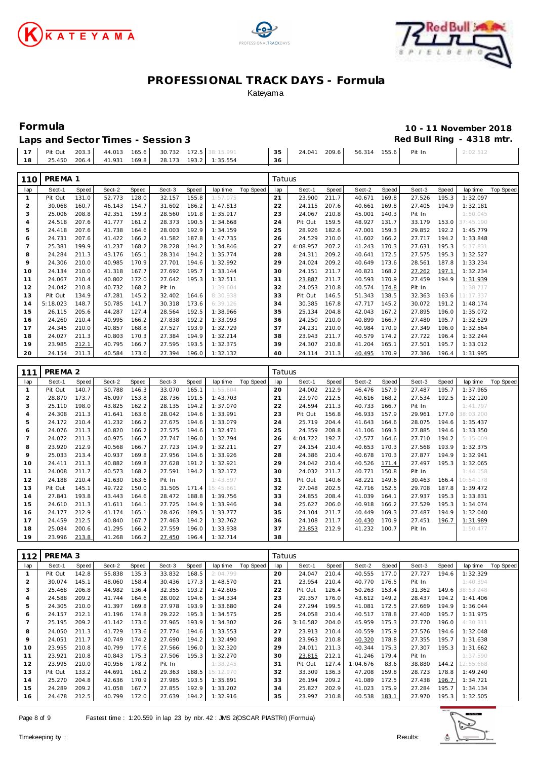# PROFESSIONAL TRACK DAYS - Formula

Kateyama

## Formula

**10 - 11 November 2018**

### Laps and Sector Times - Session 3

**Red Bull Ring - 4318 mtr.**

| lap | Sect-1 | Speed | Sect-2 | Speed | Sect-3 | Speed | lap time | Top Speed | lap | Sect-1 | Speed | Sect-2 | Speed | Sect-3 | Speed | lap time | Top Speed |
|---|---|---|---|---|---|---|---|---|---|---|---|---|---|---|---|---|---|
| 17 | Pit Out | 203.3 | 44.013 | 165.6 | 30.732 | 172.5 | 38:15.991 | | 35 | 24.041 | 209.6 | 56.314 | 155.6 | Pit In | | 2:02.512 | |
| 18 | 25.450 | 206.4 | 41.931 | 169.8 | 28.173 | 193.2 | 1:35.554 | | 36 | | | | | | | | |

**110 PREMA 1** — Tatuus

| lap | Sect-1 | Speed | Sect-2 | Speed | Sect-3 | Speed | lap time | Top Speed | lap | Sect-1 | Speed | Sect-2 | Speed | Sect-3 | Speed | lap time | Top Speed |
|---|---|---|---|---|---|---|---|---|---|---|---|---|---|---|---|---|---|
| 1 | Pit Out | 131.0 | 52.773 | 128.0 | 32.157 | 155.8 | 1:57.075 | | 21 | 23.900 | 211.7 | 40.671 | 169.8 | 27.526 | 195.3 | 1:32.097 | |
| 2 | 30.068 | 160.7 | 46.143 | 154.7 | 31.602 | 186.2 | 1:47.813 | | 22 | 24.115 | 207.6 | 40.661 | 169.8 | 27.405 | 194.9 | 1:32.181 | |
| 3 | 25.006 | 208.8 | 42.351 | 159.3 | 28.560 | 191.8 | 1:35.917 | | 23 | 24.067 | 210.8 | 45.001 | 140.3 | Pit In | | 1:50.045 | |
| 4 | 24.518 | 207.6 | 41.777 | 161.2 | 28.373 | 190.5 | 1:34.668 | | 24 | Pit Out | 159.5 | 48.927 | 131.7 | 33.179 | 153.0 | 37:45.190 | |
| 5 | 24.418 | 207.6 | 41.738 | 164.6 | 28.003 | 192.9 | 1:34.159 | | 25 | 28.926 | 182.6 | 47.001 | 159.3 | 29.852 | 192.2 | 1:45.779 | |
| 6 | 24.731 | 207.6 | 41.422 | 166.2 | 41.582 | 187.8 | 1:47.735 | | 26 | 24.529 | 210.0 | 41.602 | 166.2 | 27.717 | 194.2 | 1:33.848 | |
| 7 | 25.381 | 199.9 | 41.237 | 168.2 | 28.228 | 194.2 | 1:34.846 | | 27 | 4:08.957 | 207.2 | 41.243 | 170.3 | 27.631 | 195.3 | 5:17.831 | |
| 8 | 24.284 | 211.3 | 43.176 | 165.1 | 28.314 | 194.2 | 1:35.774 | | 28 | 24.311 | 209.2 | 40.641 | 172.5 | 27.575 | 195.3 | 1:32.527 | |
| 9 | 24.306 | 210.0 | 40.985 | 170.9 | 27.701 | 194.6 | 1:32.992 | | 29 | 24.024 | 209.2 | 40.649 | 173.6 | 28.561 | 187.8 | 1:33.234 | |
| 10 | 24.134 | 210.0 | 41.318 | 167.7 | 27.692 | 195.7 | 1:33.144 | | 30 | 24.151 | 211.7 | 40.821 | 168.2 | 27.262 | 197.1 | 1:32.234 | |
| 11 | 24.067 | 210.4 | 40.802 | 172.0 | 27.642 | 195.3 | 1:32.511 | | 31 | 23.887 | 211.7 | 40.593 | 170.9 | 27.459 | 194.9 | 1:31.939 | |
| 12 | 24.042 | 210.8 | 40.732 | 168.2 | Pit In | | 1:39.604 | | 32 | 24.053 | 210.8 | 40.574 | 174.8 | Pit In | | 1:38.717 | |
| 13 | Pit Out | 134.9 | 47.281 | 145.2 | 32.402 | 164.6 | 8:30.938 | | 33 | Pit Out | 146.5 | 51.343 | 138.5 | 32.363 | 163.6 | 11:17.337 | |
| 14 | 5:18.023 | 148.7 | 50.785 | 141.7 | 30.318 | 173.6 | 6:39.126 | | 34 | 30.385 | 167.8 | 47.717 | 145.2 | 30.072 | 191.2 | 1:48.174 | |
| 15 | 26.115 | 205.6 | 44.287 | 127.4 | 28.564 | 192.5 | 1:38.966 | | 35 | 25.134 | 204.8 | 42.043 | 167.2 | 27.895 | 196.0 | 1:35.072 | |
| 16 | 24.260 | 210.4 | 40.995 | 166.2 | 27.838 | 192.2 | 1:33.093 | | 36 | 24.250 | 210.0 | 40.899 | 166.7 | 27.480 | 195.7 | 1:32.629 | |
| 17 | 24.345 | 210.0 | 40.857 | 168.8 | 27.527 | 193.9 | 1:32.729 | | 37 | 24.231 | 210.0 | 40.984 | 170.9 | 27.349 | 196.0 | 1:32.564 | |
| 18 | 24.027 | 211.3 | 40.803 | 170.3 | 27.384 | 194.9 | 1:32.214 | | 38 | 23.943 | 211.7 | 40.579 | 174.2 | 27.722 | 196.4 | 1:32.244 | |
| 19 | 23.985 | 212.1 | 40.795 | 166.7 | 27.595 | 193.5 | 1:32.375 | | 39 | 24.307 | 210.8 | 41.204 | 165.1 | 27.501 | 195.7 | 1:33.012 | |
| 20 | 24.154 | 211.3 | 40.584 | 173.6 | 27.394 | 196.0 | 1:32.132 | | 40 | 24.114 | 211.3 | 40.495 | 170.9 | 27.386 | 196.4 | 1:31.995 | |

**111 PREMA 2** — Tatuus

| lap | Sect-1 | Speed | Sect-2 | Speed | Sect-3 | Speed | lap time | Top Speed | lap | Sect-1 | Speed | Sect-2 | Speed | Sect-3 | Speed | lap time | Top Speed |
|---|---|---|---|---|---|---|---|---|---|---|---|---|---|---|---|---|---|
| 1 | Pit Out | 140.7 | 50.788 | 146.3 | 33.070 | 165.1 | 1:55.604 | | 20 | 24.002 | 212.9 | 46.476 | 157.9 | 27.487 | 195.7 | 1:37.965 | |
| 2 | 28.870 | 173.7 | 46.097 | 153.8 | 28.736 | 191.5 | 1:43.703 | | 21 | 23.970 | 212.5 | 40.616 | 168.2 | 27.534 | 192.5 | 1:32.120 | |
| 3 | 25.110 | 198.0 | 43.825 | 162.2 | 28.135 | 194.2 | 1:37.070 | | 22 | 24.594 | 211.3 | 40.733 | 166.7 | Pit In | | 1:41.797 | |
| 4 | 24.308 | 211.3 | 41.641 | 163.6 | 28.042 | 194.6 | 1:33.991 | | 23 | Pit Out | 156.8 | 46.933 | 157.9 | 29.961 | 177.0 | 38:03.200 | |
| 5 | 24.172 | 210.4 | 41.232 | 166.2 | 27.675 | 194.6 | 1:33.079 | | 24 | 25.719 | 204.4 | 41.643 | 164.6 | 28.075 | 194.6 | 1:35.437 | |
| 6 | 24.076 | 211.3 | 40.820 | 166.2 | 27.575 | 194.6 | 1:32.471 | | 25 | 24.359 | 208.8 | 41.106 | 169.3 | 27.885 | 194.6 | 1:33.350 | |
| 7 | 24.072 | 211.3 | 40.975 | 166.7 | 27.747 | 196.0 | 1:32.794 | | 26 | 4:04.722 | 192.7 | 42.577 | 164.6 | 27.710 | 194.2 | 5:15.009 | |
| 8 | 23.920 | 212.9 | 40.568 | 166.7 | 27.723 | 194.9 | 1:32.211 | | 27 | 24.154 | 210.4 | 40.653 | 170.3 | 27.568 | 193.9 | 1:32.375 | |
| 9 | 25.033 | 213.4 | 40.937 | 169.8 | 27.956 | 194.6 | 1:33.926 | | 28 | 24.386 | 210.4 | 40.678 | 170.3 | 27.877 | 194.9 | 1:32.941 | |
| 10 | 24.411 | 211.3 | 40.882 | 169.8 | 27.628 | 191.2 | 1:32.921 | | 29 | 24.042 | 210.4 | 40.526 | 171.4 | 27.497 | 195.3 | 1:32.065 | |
| 11 | 24.008 | 211.7 | 40.573 | 168.2 | 27.591 | 194.2 | 1:32.172 | | 30 | 24.032 | 211.7 | 40.771 | 150.8 | Pit In | | 1:44.158 | |
| 12 | 24.188 | 210.4 | 41.630 | 163.6 | Pit In | | 1:43.597 | | 31 | Pit Out | 140.6 | 48.221 | 149.6 | 30.463 | 166.4 | 10:54.178 | |
| 13 | Pit Out | 145.1 | 49.722 | 150.0 | 31.505 | 171.4 | 15:45.661 | | 32 | 27.048 | 202.5 | 42.716 | 152.5 | 29.708 | 187.8 | 1:39.472 | |
| 14 | 27.841 | 193.8 | 43.443 | 164.6 | 28.472 | 188.8 | 1:39.756 | | 33 | 24.855 | 208.4 | 41.039 | 164.1 | 27.937 | 195.3 | 1:33.831 | |
| 15 | 24.610 | 211.3 | 41.611 | 164.1 | 27.725 | 194.9 | 1:33.946 | | 34 | 25.627 | 206.0 | 40.918 | 166.2 | 27.529 | 195.3 | 1:34.074 | |
| 16 | 24.177 | 212.9 | 41.174 | 165.1 | 28.426 | 189.5 | 1:33.777 | | 35 | 24.104 | 211.7 | 40.449 | 169.3 | 27.487 | 194.9 | 1:32.040 | |
| 17 | 24.459 | 212.5 | 40.840 | 167.7 | 27.463 | 194.2 | 1:32.762 | | 36 | 24.108 | 211.7 | 40.430 | 170.9 | 27.451 | 196.7 | 1:31.989 | |
| 18 | 25.084 | 200.6 | 41.295 | 166.2 | 27.559 | 196.0 | 1:33.938 | | 37 | 23.853 | 212.9 | 41.232 | 100.7 | Pit In | | 1:50.477 | |
| 19 | 23.996 | 213.8 | 41.268 | 166.2 | 27.450 | 196.4 | 1:32.714 | | 38 | | | | | | | | |

**112 PREMA 3** — Tatuus

| lap | Sect-1 | Speed | Sect-2 | Speed | Sect-3 | Speed | lap time | Top Speed | lap | Sect-1 | Speed | Sect-2 | Speed | Sect-3 | Speed | lap time | Top Speed |
|---|---|---|---|---|---|---|---|---|---|---|---|---|---|---|---|---|---|
| 1 | Pit Out | 142.8 | 55.838 | 135.3 | 33.832 | 168.5 | 2:04.799 | | 20 | 24.047 | 210.4 | 40.555 | 177.0 | 27.727 | 194.6 | 1:32.329 | |
| 2 | 30.074 | 145.1 | 48.060 | 158.4 | 30.436 | 177.3 | 1:48.570 | | 21 | 23.954 | 210.4 | 40.770 | 176.5 | Pit In | | 1:40.394 | |
| 3 | 25.468 | 206.8 | 44.982 | 136.4 | 32.355 | 193.2 | 1:42.805 | | 22 | Pit Out | 126.4 | 50.263 | 153.4 | 31.362 | 149.6 | 38:53.248 | |
| 4 | 24.588 | 209.2 | 41.744 | 164.6 | 28.002 | 194.6 | 1:34.334 | | 23 | 29.357 | 176.0 | 43.612 | 149.2 | 28.437 | 194.2 | 1:41.406 | |
| 5 | 24.305 | 210.0 | 41.397 | 169.8 | 27.978 | 193.9 | 1:33.680 | | 24 | 27.294 | 199.5 | 41.081 | 172.5 | 27.669 | 194.9 | 1:36.044 | |
| 6 | 24.157 | 212.1 | 41.196 | 174.8 | 29.222 | 195.3 | 1:34.575 | | 25 | 24.058 | 210.4 | 40.517 | 178.8 | 27.400 | 195.7 | 1:31.975 | |
| 7 | 25.195 | 209.2 | 41.142 | 173.6 | 27.965 | 193.9 | 1:34.302 | | 26 | 3:16.582 | 204.0 | 45.959 | 175.3 | 27.770 | 196.0 | 4:30.311 | |
| 8 | 24.050 | 211.3 | 41.729 | 173.6 | 27.774 | 194.6 | 1:33.553 | | 27 | 23.913 | 210.4 | 40.559 | 175.9 | 27.576 | 194.6 | 1:32.048 | |
| 9 | 24.051 | 211.7 | 40.749 | 174.2 | 27.690 | 194.2 | 1:32.490 | | 28 | 23.963 | 210.8 | 40.320 | 178.8 | 27.355 | 195.7 | 1:31.638 | |
| 10 | 23.955 | 210.8 | 40.799 | 177.6 | 27.566 | 196.0 | 1:32.320 | | 29 | 24.011 | 211.3 | 40.344 | 175.3 | 27.307 | 195.3 | 1:31.662 | |
| 11 | 23.921 | 210.8 | 40.843 | 175.3 | 27.506 | 195.3 | 1:32.270 | | 30 | 23.815 | 212.1 | 41.246 | 179.4 | Pit In | | 1:37.590 | |
| 12 | 23.995 | 210.0 | 40.956 | 178.2 | Pit In | | 1:38.245 | | 31 | Pit Out | 127.4 | 1:04.676 | 83.6 | 38.880 | 144.2 | 12:55.668 | |
| 13 | Pit Out | 133.2 | 44.691 | 161.2 | 29.363 | 188.5 | 15:12.970 | | 32 | 33.309 | 136.3 | 47.208 | 159.8 | 28.723 | 178.8 | 1:49.240 | |
| 14 | 25.270 | 204.8 | 42.636 | 170.9 | 27.985 | 193.5 | 1:35.891 | | 33 | 26.194 | 209.2 | 41.089 | 172.5 | 27.438 | 196.7 | 1:34.721 | |
| 15 | 24.289 | 209.2 | 41.058 | 167.7 | 27.855 | 192.9 | 1:33.202 | | 34 | 25.827 | 202.9 | 41.023 | 175.9 | 27.284 | 195.7 | 1:34.134 | |
| 16 | 24.478 | 212.5 | 40.799 | 172.0 | 27.639 | 194.2 | 1:32.916 | | 35 | 23.997 | 210.8 | 40.538 | 183.1 | 27.970 | 195.3 | 1:32.505 | |

Fastest time : 1:20.559 in lap 23 by nbr. 42 : JMS 2(OSCAR PIASTRI) (Formula)

Timekeeping by : Results: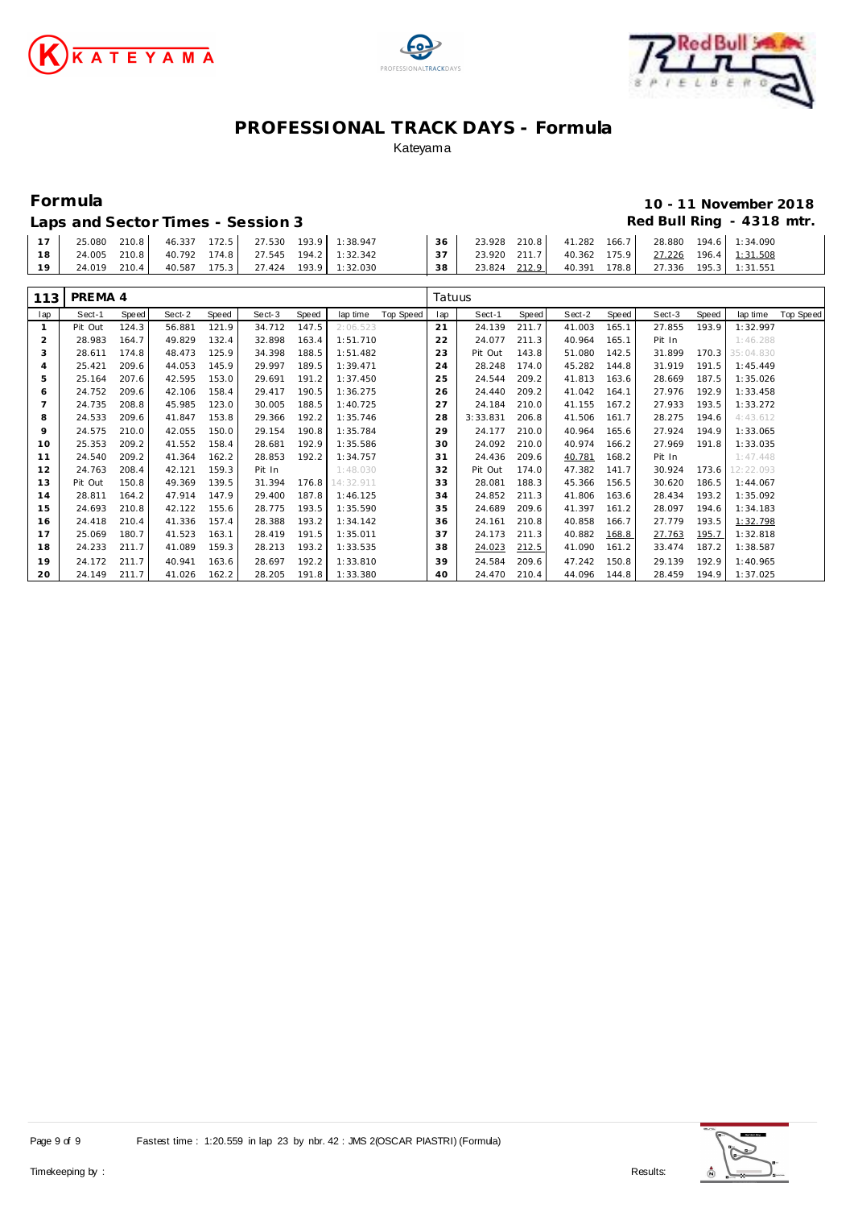# PROFESSIONAL TRACK DAYS - Formula

Kateyama

## Formula

### Laps and Sector Times - Session 3

**10 - 11 November 2018**

**Red Bull Ring - 4318 mtr.**

| lap | Sect-1 | Speed | Sect-2 | Speed | Sect-3 | Speed | lap time | Top Speed | lap | Sect-1 | Speed | Sect-2 | Speed | Sect-3 | Speed | lap time | Top Speed |
|---|---|---|---|---|---|---|---|---|---|---|---|---|---|---|---|---|---|
| 17 | 25.080 | 210.8 | 46.337 | 172.5 | 27.530 | 193.9 | 1:38.947 | | 36 | 23.928 | 210.8 | 41.282 | 166.7 | 28.880 | 194.6 | 1:34.090 | |
| 18 | 24.005 | 210.8 | 40.792 | 174.8 | 27.545 | 194.2 | 1:32.342 | | 37 | 23.920 | 211.7 | 40.362 | 175.9 | 27.226 | 196.4 | 1:31.508 | |
| 19 | 24.019 | 210.4 | 40.587 | 175.3 | 27.424 | 193.9 | 1:32.030 | | 38 | 23.824 | 212.9 | 40.391 | 178.8 | 27.336 | 195.3 | 1:31.551 | |

**113 PREMA 4** — Tatuus

| lap | Sect-1 | Speed | Sect-2 | Speed | Sect-3 | Speed | lap time | Top Speed | lap | Sect-1 | Speed | Sect-2 | Speed | Sect-3 | Speed | lap time | Top Speed |
|---|---|---|---|---|---|---|---|---|---|---|---|---|---|---|---|---|---|
| 1 | Pit Out | 124.3 | 56.881 | 121.9 | 34.712 | 147.5 | 2:06.523 | | 21 | 24.139 | 211.7 | 41.003 | 165.1 | 27.855 | 193.9 | 1:32.997 | |
| 2 | 28.983 | 164.7 | 49.829 | 132.4 | 32.898 | 163.4 | 1:51.710 | | 22 | 24.077 | 211.3 | 40.964 | 165.1 | Pit In | | 1:46.288 | |
| 3 | 28.611 | 174.8 | 48.473 | 125.9 | 34.398 | 188.5 | 1:51.482 | | 23 | Pit Out | 143.8 | 51.080 | 142.5 | 31.899 | 170.3 | 35:04.830 | |
| 4 | 25.421 | 209.6 | 44.053 | 145.9 | 29.997 | 189.5 | 1:39.471 | | 24 | 28.248 | 174.0 | 45.282 | 144.8 | 31.919 | 191.5 | 1:45.449 | |
| 5 | 25.164 | 207.6 | 42.595 | 153.0 | 29.691 | 191.2 | 1:37.450 | | 25 | 24.544 | 209.2 | 41.813 | 163.6 | 28.669 | 187.5 | 1:35.026 | |
| 6 | 24.752 | 209.6 | 42.106 | 158.4 | 29.417 | 190.5 | 1:36.275 | | 26 | 24.440 | 209.2 | 41.042 | 164.1 | 27.976 | 192.9 | 1:33.458 | |
| 7 | 24.735 | 208.8 | 45.985 | 123.0 | 30.005 | 188.5 | 1:40.725 | | 27 | 24.184 | 210.0 | 41.155 | 167.2 | 27.933 | 193.5 | 1:33.272 | |
| 8 | 24.533 | 209.6 | 41.847 | 153.8 | 29.366 | 192.2 | 1:35.746 | | 28 | 3:33.831 | 206.8 | 41.506 | 161.7 | 28.275 | 194.6 | 4:43.612 | |
| 9 | 24.575 | 210.0 | 42.055 | 150.0 | 29.154 | 190.8 | 1:35.784 | | 29 | 24.177 | 210.0 | 40.964 | 165.6 | 27.924 | 194.9 | 1:33.065 | |
| 10 | 25.353 | 209.2 | 41.552 | 158.4 | 28.681 | 192.9 | 1:35.586 | | 30 | 24.092 | 210.0 | 40.974 | 166.2 | 27.969 | 191.8 | 1:33.035 | |
| 11 | 24.540 | 209.2 | 41.364 | 162.2 | 28.853 | 192.2 | 1:34.757 | | 31 | 24.436 | 209.6 | 40.781 | 168.2 | Pit In | | 1:47.448 | |
| 12 | 24.763 | 208.4 | 42.121 | 159.3 | Pit In | | 1:48.030 | | 32 | Pit Out | 174.0 | 47.382 | 141.7 | 30.924 | 173.6 | 12:22.093 | |
| 13 | Pit Out | 150.8 | 49.369 | 139.5 | 31.394 | 176.8 | 14:32.911 | | 33 | 28.081 | 188.3 | 45.366 | 156.5 | 30.620 | 186.5 | 1:44.067 | |
| 14 | 28.811 | 164.2 | 47.914 | 147.9 | 29.400 | 187.8 | 1:46.125 | | 34 | 24.852 | 211.3 | 41.806 | 163.6 | 28.434 | 193.2 | 1:35.092 | |
| 15 | 24.693 | 210.8 | 42.122 | 155.6 | 28.775 | 193.5 | 1:35.590 | | 35 | 24.689 | 209.6 | 41.397 | 161.2 | 28.097 | 194.6 | 1:34.183 | |
| 16 | 24.418 | 210.4 | 41.336 | 157.4 | 28.388 | 193.2 | 1:34.142 | | 36 | 24.161 | 210.8 | 40.858 | 166.7 | 27.779 | 193.5 | 1:32.798 | |
| 17 | 25.069 | 180.7 | 41.523 | 163.1 | 28.419 | 191.5 | 1:35.011 | | 37 | 24.173 | 211.3 | 40.882 | 168.8 | 27.763 | 195.7 | 1:32.818 | |
| 18 | 24.233 | 211.7 | 41.089 | 159.3 | 28.213 | 193.2 | 1:33.535 | | 38 | 24.023 | 212.5 | 41.090 | 161.2 | 33.474 | 187.2 | 1:38.587 | |
| 19 | 24.172 | 211.7 | 40.941 | 163.6 | 28.697 | 192.2 | 1:33.810 | | 39 | 24.584 | 209.6 | 47.242 | 150.8 | 29.139 | 192.9 | 1:40.965 | |
| 20 | 24.149 | 211.7 | 41.026 | 162.2 | 28.205 | 191.8 | 1:33.380 | | 40 | 24.470 | 210.4 | 44.096 | 144.8 | 28.459 | 194.9 | 1:37.025 | |

Fastest time : 1:20.559 in lap 23 by nbr. 42 : JMS 2(OSCAR PIASTRI) (Formula)

Timekeeping by :

Results: